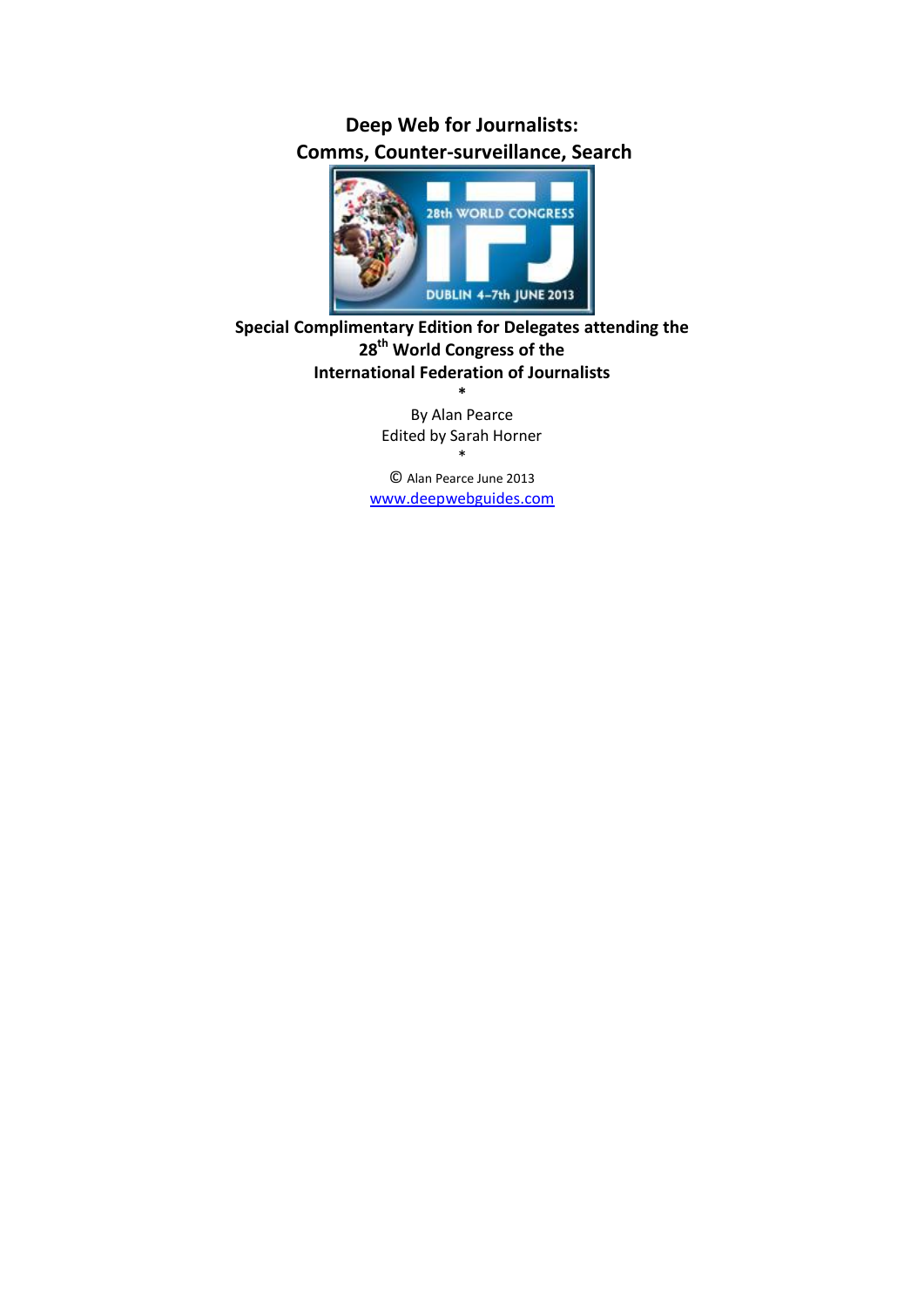# Deep Web for Journalists:
# Comms, Counter-surveillance, Search

**Special Complimentary Edition for Delegates attending the 28th World Congress of the International Federation of Journalists**

*

By Alan Pearce

Edited by Sarah Horner

*

© Alan Pearce June 2013

[www.deepwebguides.com](http://www.deepwebguides.com)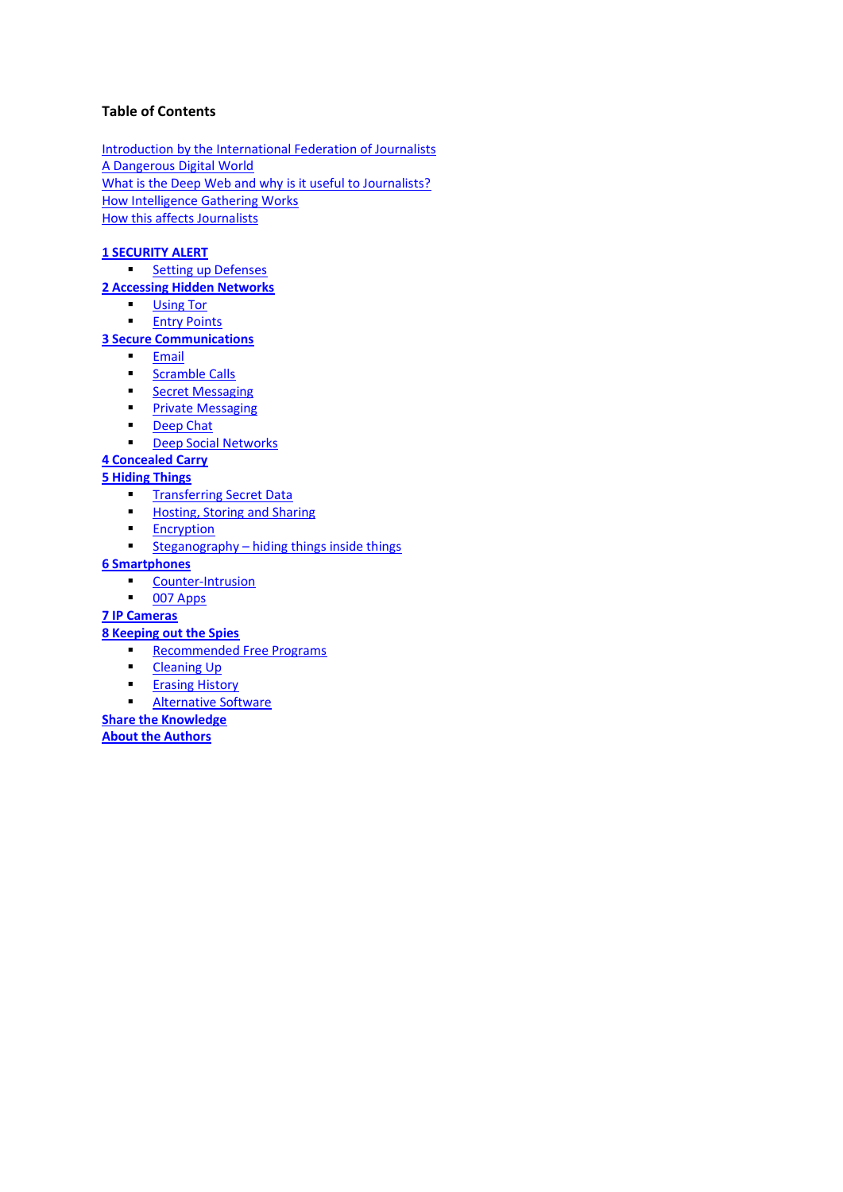**Table of Contents**

Introduction by the International Federation of Journalists
A Dangerous Digital World
What is the Deep Web and why is it useful to Journalists?
How Intelligence Gathering Works
How this affects Journalists

**1 SECURITY ALERT**
- Setting up Defenses

**2 Accessing Hidden Networks**
- Using Tor
- Entry Points

**3 Secure Communications**
- Email
- Scramble Calls
- Secret Messaging
- Private Messaging
- Deep Chat
- Deep Social Networks

**4 Concealed Carry**

**5 Hiding Things**
- Transferring Secret Data
- Hosting, Storing and Sharing
- Encryption
- Steganography – hiding things inside things

**6 Smartphones**
- Counter-Intrusion
- 007 Apps

**7 IP Cameras**

**8 Keeping out the Spies**
- Recommended Free Programs
- Cleaning Up
- Erasing History
- Alternative Software

**Share the Knowledge**

**About the Authors**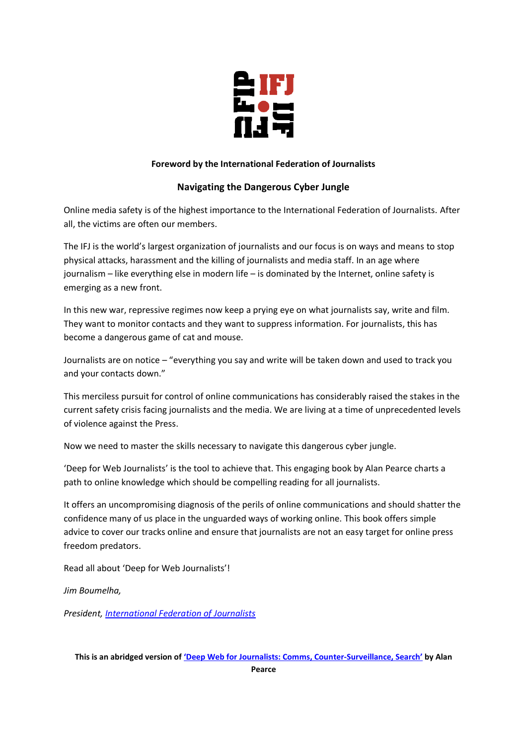**Foreword by the International Federation of Journalists**

## Navigating the Dangerous Cyber Jungle

Online media safety is of the highest importance to the International Federation of Journalists. After all, the victims are often our members.

The IFJ is the world's largest organization of journalists and our focus is on ways and means to stop physical attacks, harassment and the killing of journalists and media staff. In an age where journalism – like everything else in modern life – is dominated by the Internet, online safety is emerging as a new front.

In this new war, repressive regimes now keep a prying eye on what journalists say, write and film. They want to monitor contacts and they want to suppress information. For journalists, this has become a dangerous game of cat and mouse.

Journalists are on notice – "everything you say and write will be taken down and used to track you and your contacts down."

This merciless pursuit for control of online communications has considerably raised the stakes in the current safety crisis facing journalists and the media. We are living at a time of unprecedented levels of violence against the Press.

Now we need to master the skills necessary to navigate this dangerous cyber jungle.

'Deep for Web Journalists' is the tool to achieve that. This engaging book by Alan Pearce charts a path to online knowledge which should be compelling reading for all journalists.

It offers an uncompromising diagnosis of the perils of online communications and should shatter the confidence many of us place in the unguarded ways of working online. This book offers simple advice to cover our tracks online and ensure that journalists are not an easy target for online press freedom predators.

Read all about 'Deep for Web Journalists'!

*Jim Boumelha,*

*President, International Federation of Journalists*

**This is an abridged version of 'Deep Web for Journalists: Comms, Counter-Surveillance, Search' by Alan Pearce**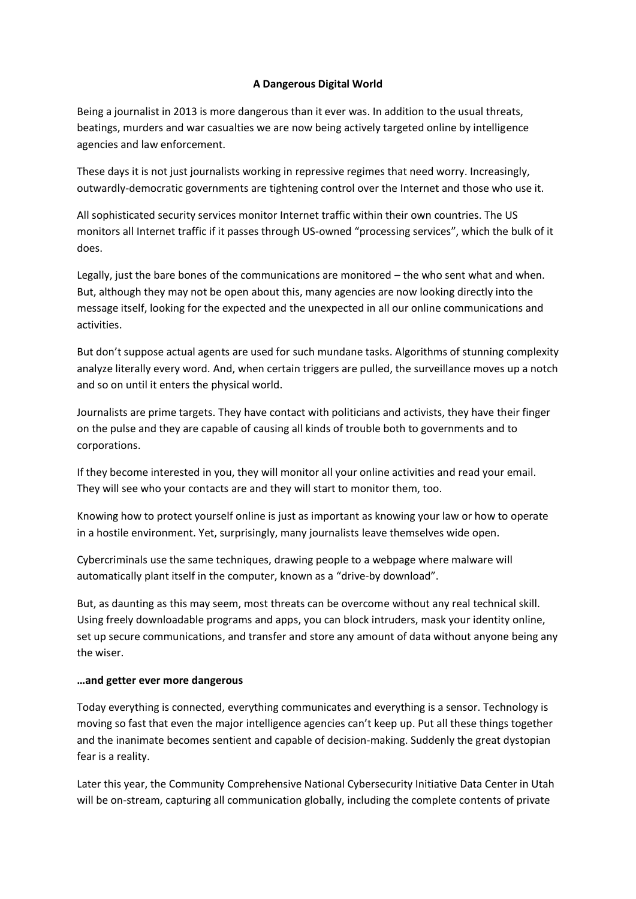**A Dangerous Digital World**

Being a journalist in 2013 is more dangerous than it ever was. In addition to the usual threats, beatings, murders and war casualties we are now being actively targeted online by intelligence agencies and law enforcement.

These days it is not just journalists working in repressive regimes that need worry. Increasingly, outwardly-democratic governments are tightening control over the Internet and those who use it.

All sophisticated security services monitor Internet traffic within their own countries. The US monitors all Internet traffic if it passes through US-owned "processing services", which the bulk of it does.

Legally, just the bare bones of the communications are monitored – the who sent what and when. But, although they may not be open about this, many agencies are now looking directly into the message itself, looking for the expected and the unexpected in all our online communications and activities.

But don't suppose actual agents are used for such mundane tasks. Algorithms of stunning complexity analyze literally every word. And, when certain triggers are pulled, the surveillance moves up a notch and so on until it enters the physical world.

Journalists are prime targets. They have contact with politicians and activists, they have their finger on the pulse and they are capable of causing all kinds of trouble both to governments and to corporations.

If they become interested in you, they will monitor all your online activities and read your email. They will see who your contacts are and they will start to monitor them, too.

Knowing how to protect yourself online is just as important as knowing your law or how to operate in a hostile environment. Yet, surprisingly, many journalists leave themselves wide open.

Cybercriminals use the same techniques, drawing people to a webpage where malware will automatically plant itself in the computer, known as a "drive-by download".

But, as daunting as this may seem, most threats can be overcome without any real technical skill. Using freely downloadable programs and apps, you can block intruders, mask your identity online, set up secure communications, and transfer and store any amount of data without anyone being any the wiser.

**…and getter ever more dangerous**

Today everything is connected, everything communicates and everything is a sensor. Technology is moving so fast that even the major intelligence agencies can't keep up. Put all these things together and the inanimate becomes sentient and capable of decision-making. Suddenly the great dystopian fear is a reality.

Later this year, the Community Comprehensive National Cybersecurity Initiative Data Center in Utah will be on-stream, capturing all communication globally, including the complete contents of private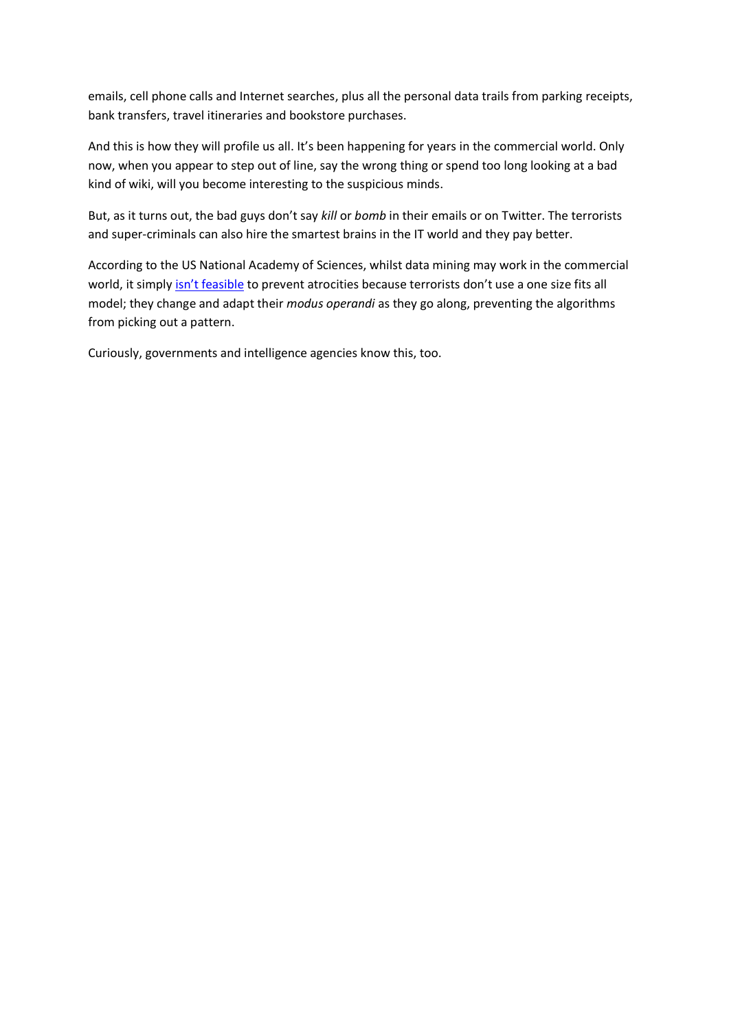emails, cell phone calls and Internet searches, plus all the personal data trails from parking receipts, bank transfers, travel itineraries and bookstore purchases.

And this is how they will profile us all. It's been happening for years in the commercial world. Only now, when you appear to step out of line, say the wrong thing or spend too long looking at a bad kind of wiki, will you become interesting to the suspicious minds.

But, as it turns out, the bad guys don't say *kill* or *bomb* in their emails or on Twitter. The terrorists and super-criminals can also hire the smartest brains in the IT world and they pay better.

According to the US National Academy of Sciences, whilst data mining may work in the commercial world, it simply isn't feasible to prevent atrocities because terrorists don't use a one size fits all model; they change and adapt their *modus operandi* as they go along, preventing the algorithms from picking out a pattern.

Curiously, governments and intelligence agencies know this, too.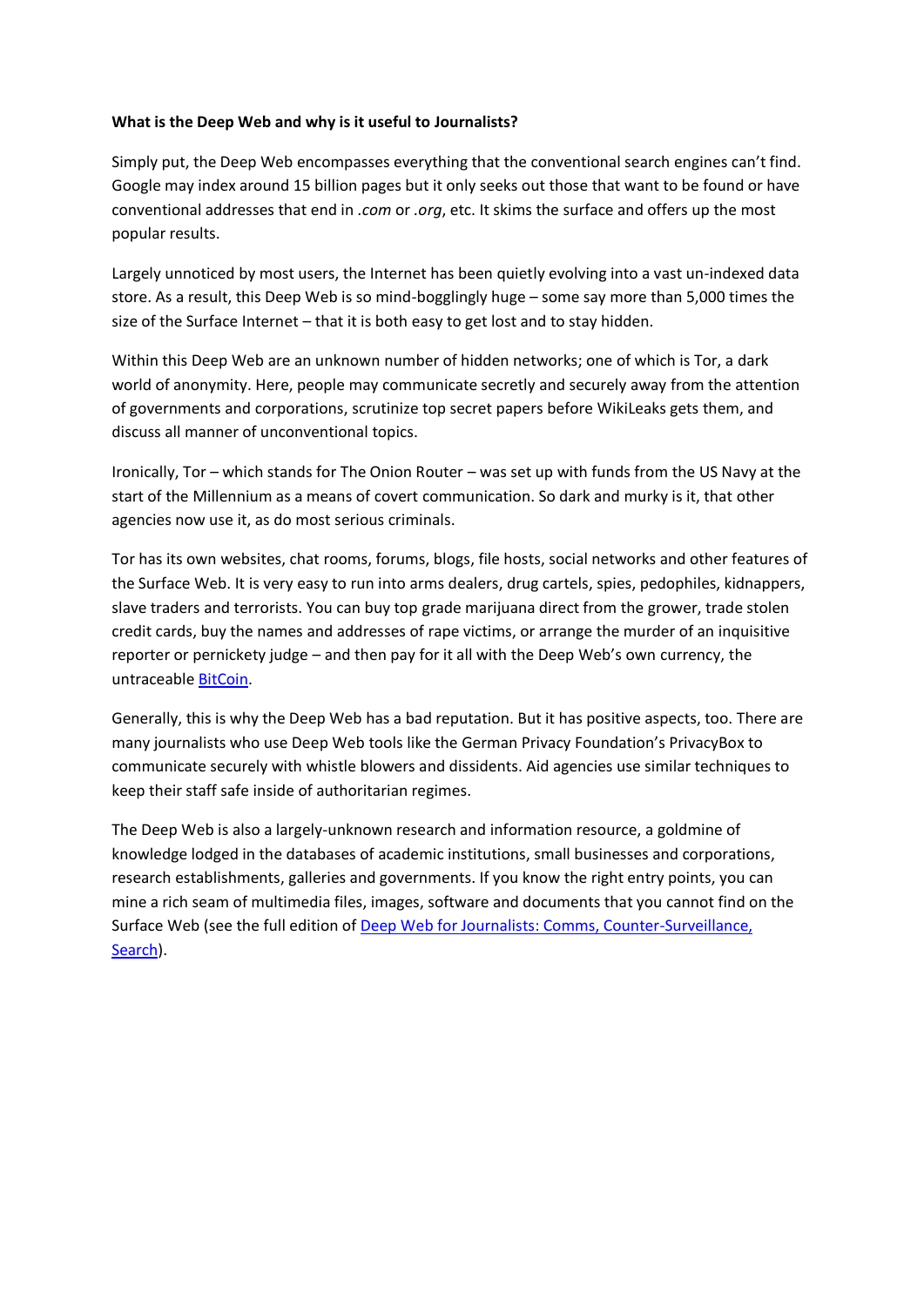**What is the Deep Web and why is it useful to Journalists?**

Simply put, the Deep Web encompasses everything that the conventional search engines can't find. Google may index around 15 billion pages but it only seeks out those that want to be found or have conventional addresses that end in *.com* or *.org*, etc. It skims the surface and offers up the most popular results.

Largely unnoticed by most users, the Internet has been quietly evolving into a vast un-indexed data store. As a result, this Deep Web is so mind-bogglingly huge – some say more than 5,000 times the size of the Surface Internet – that it is both easy to get lost and to stay hidden.

Within this Deep Web are an unknown number of hidden networks; one of which is Tor, a dark world of anonymity. Here, people may communicate secretly and securely away from the attention of governments and corporations, scrutinize top secret papers before WikiLeaks gets them, and discuss all manner of unconventional topics.

Ironically, Tor – which stands for The Onion Router – was set up with funds from the US Navy at the start of the Millennium as a means of covert communication. So dark and murky is it, that other agencies now use it, as do most serious criminals.

Tor has its own websites, chat rooms, forums, blogs, file hosts, social networks and other features of the Surface Web. It is very easy to run into arms dealers, drug cartels, spies, pedophiles, kidnappers, slave traders and terrorists. You can buy top grade marijuana direct from the grower, trade stolen credit cards, buy the names and addresses of rape victims, or arrange the murder of an inquisitive reporter or pernickety judge – and then pay for it all with the Deep Web's own currency, the untraceable BitCoin.

Generally, this is why the Deep Web has a bad reputation. But it has positive aspects, too. There are many journalists who use Deep Web tools like the German Privacy Foundation's PrivacyBox to communicate securely with whistle blowers and dissidents. Aid agencies use similar techniques to keep their staff safe inside of authoritarian regimes.

The Deep Web is also a largely-unknown research and information resource, a goldmine of knowledge lodged in the databases of academic institutions, small businesses and corporations, research establishments, galleries and governments. If you know the right entry points, you can mine a rich seam of multimedia files, images, software and documents that you cannot find on the Surface Web (see the full edition of Deep Web for Journalists: Comms, Counter-Surveillance, Search).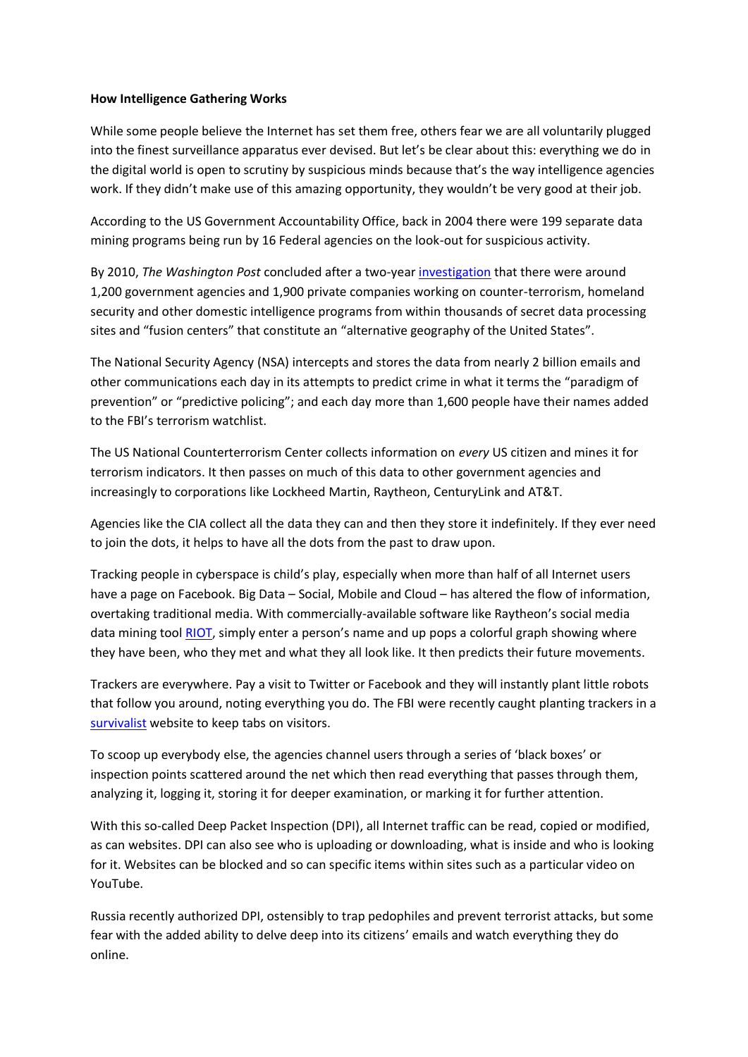**How Intelligence Gathering Works**

While some people believe the Internet has set them free, others fear we are all voluntarily plugged into the finest surveillance apparatus ever devised. But let's be clear about this: everything we do in the digital world is open to scrutiny by suspicious minds because that's the way intelligence agencies work. If they didn't make use of this amazing opportunity, they wouldn't be very good at their job.

According to the US Government Accountability Office, back in 2004 there were 199 separate data mining programs being run by 16 Federal agencies on the look-out for suspicious activity.

By 2010, *The Washington Post* concluded after a two-year investigation that there were around 1,200 government agencies and 1,900 private companies working on counter-terrorism, homeland security and other domestic intelligence programs from within thousands of secret data processing sites and "fusion centers" that constitute an "alternative geography of the United States".

The National Security Agency (NSA) intercepts and stores the data from nearly 2 billion emails and other communications each day in its attempts to predict crime in what it terms the "paradigm of prevention" or "predictive policing"; and each day more than 1,600 people have their names added to the FBI's terrorism watchlist.

The US National Counterterrorism Center collects information on *every* US citizen and mines it for terrorism indicators. It then passes on much of this data to other government agencies and increasingly to corporations like Lockheed Martin, Raytheon, CenturyLink and AT&T.

Agencies like the CIA collect all the data they can and then they store it indefinitely. If they ever need to join the dots, it helps to have all the dots from the past to draw upon.

Tracking people in cyberspace is child's play, especially when more than half of all Internet users have a page on Facebook. Big Data – Social, Mobile and Cloud – has altered the flow of information, overtaking traditional media. With commercially-available software like Raytheon's social media data mining tool RIOT, simply enter a person's name and up pops a colorful graph showing where they have been, who they met and what they all look like. It then predicts their future movements.

Trackers are everywhere. Pay a visit to Twitter or Facebook and they will instantly plant little robots that follow you around, noting everything you do. The FBI were recently caught planting trackers in a survivalist website to keep tabs on visitors.

To scoop up everybody else, the agencies channel users through a series of 'black boxes' or inspection points scattered around the net which then read everything that passes through them, analyzing it, logging it, storing it for deeper examination, or marking it for further attention.

With this so-called Deep Packet Inspection (DPI), all Internet traffic can be read, copied or modified, as can websites. DPI can also see who is uploading or downloading, what is inside and who is looking for it. Websites can be blocked and so can specific items within sites such as a particular video on YouTube.

Russia recently authorized DPI, ostensibly to trap pedophiles and prevent terrorist attacks, but some fear with the added ability to delve deep into its citizens' emails and watch everything they do online.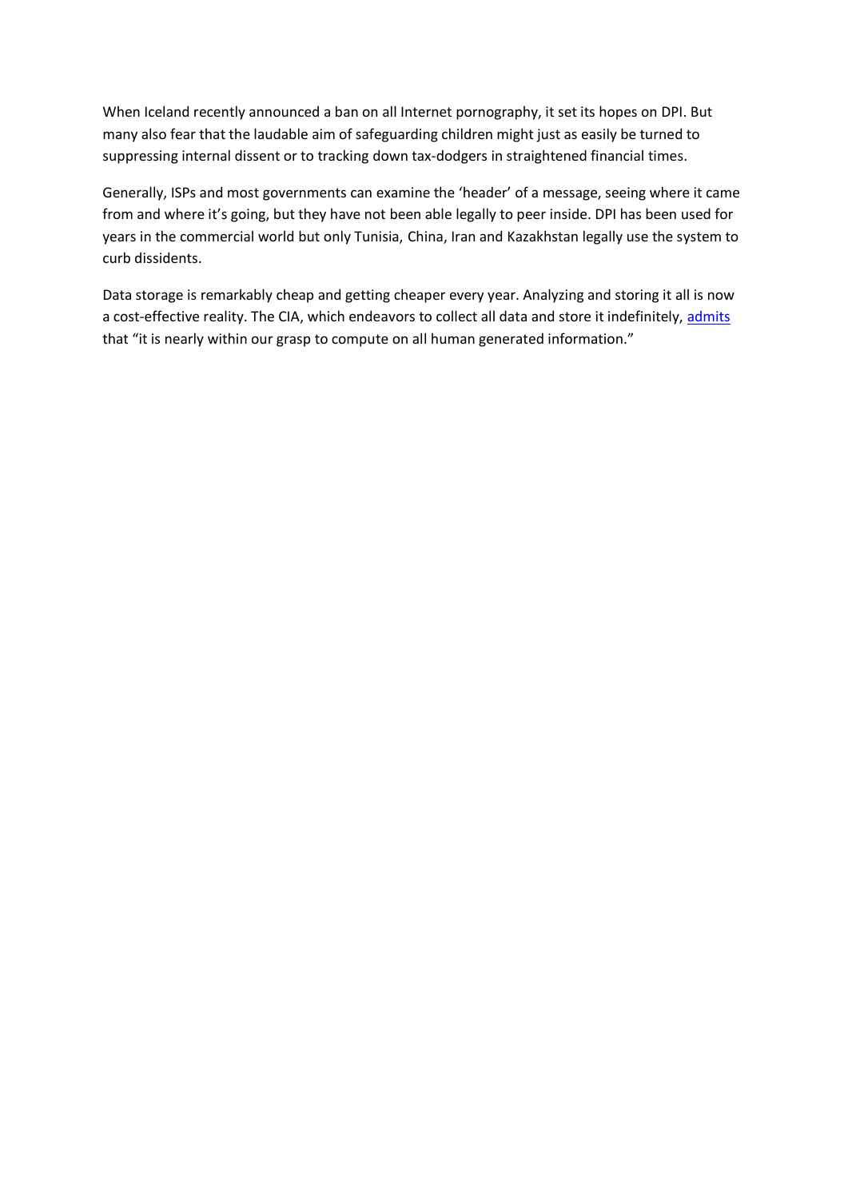When Iceland recently announced a ban on all Internet pornography, it set its hopes on DPI. But many also fear that the laudable aim of safeguarding children might just as easily be turned to suppressing internal dissent or to tracking down tax-dodgers in straightened financial times.

Generally, ISPs and most governments can examine the 'header' of a message, seeing where it came from and where it's going, but they have not been able legally to peer inside. DPI has been used for years in the commercial world but only Tunisia, China, Iran and Kazakhstan legally use the system to curb dissidents.

Data storage is remarkably cheap and getting cheaper every year. Analyzing and storing it all is now a cost-effective reality. The CIA, which endeavors to collect all data and store it indefinitely, admits that "it is nearly within our grasp to compute on all human generated information."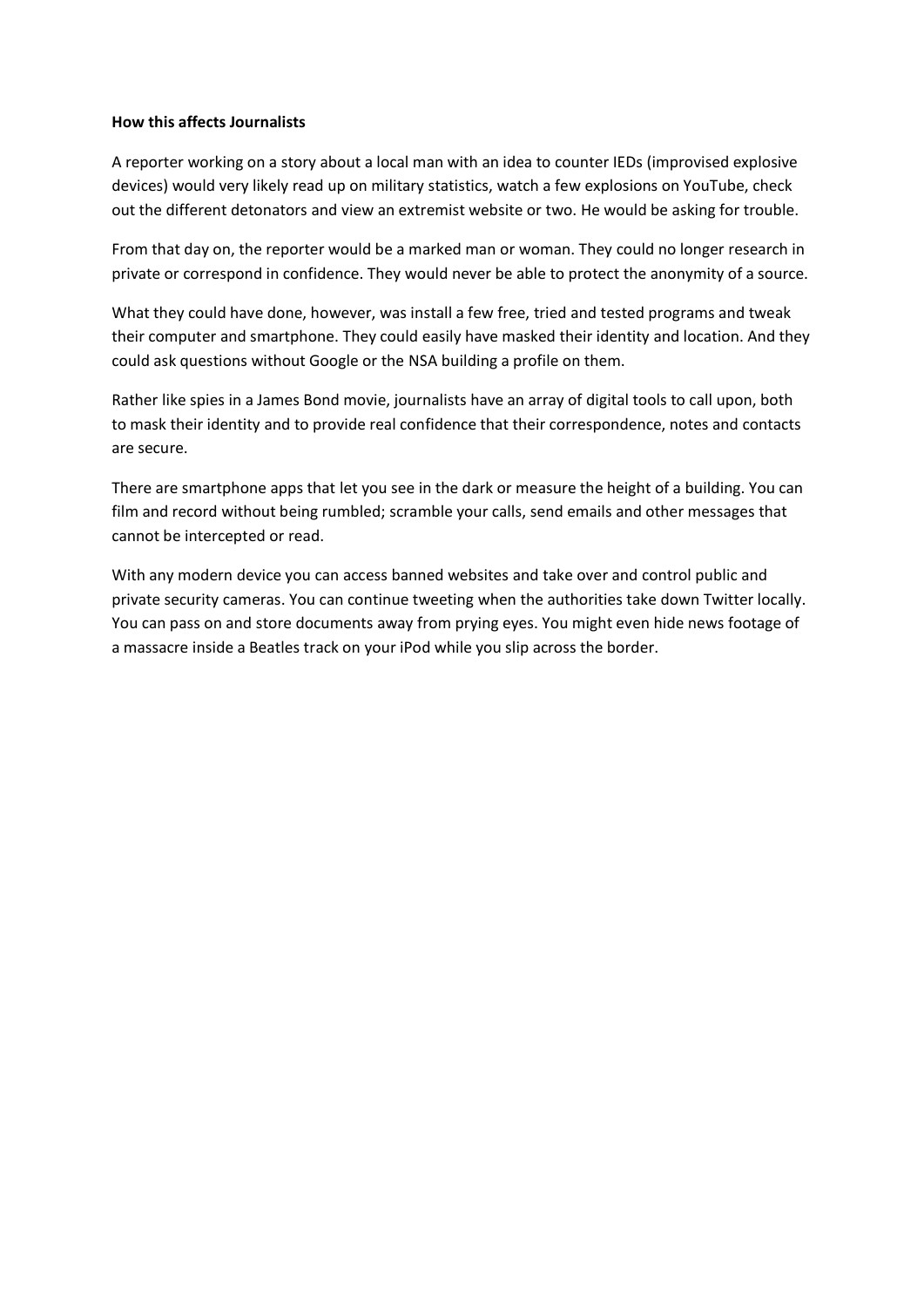**How this affects Journalists**

A reporter working on a story about a local man with an idea to counter IEDs (improvised explosive devices) would very likely read up on military statistics, watch a few explosions on YouTube, check out the different detonators and view an extremist website or two. He would be asking for trouble.

From that day on, the reporter would be a marked man or woman. They could no longer research in private or correspond in confidence. They would never be able to protect the anonymity of a source.

What they could have done, however, was install a few free, tried and tested programs and tweak their computer and smartphone. They could easily have masked their identity and location. And they could ask questions without Google or the NSA building a profile on them.

Rather like spies in a James Bond movie, journalists have an array of digital tools to call upon, both to mask their identity and to provide real confidence that their correspondence, notes and contacts are secure.

There are smartphone apps that let you see in the dark or measure the height of a building. You can film and record without being rumbled; scramble your calls, send emails and other messages that cannot be intercepted or read.

With any modern device you can access banned websites and take over and control public and private security cameras. You can continue tweeting when the authorities take down Twitter locally. You can pass on and store documents away from prying eyes. You might even hide news footage of a massacre inside a Beatles track on your iPod while you slip across the border.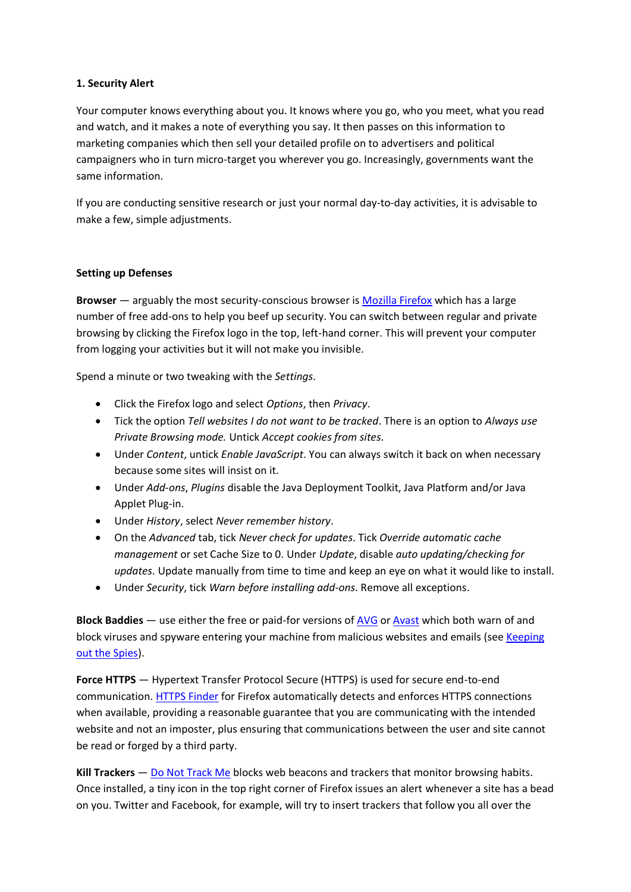**1. Security Alert**

Your computer knows everything about you. It knows where you go, who you meet, what you read and watch, and it makes a note of everything you say. It then passes on this information to marketing companies which then sell your detailed profile on to advertisers and political campaigners who in turn micro-target you wherever you go. Increasingly, governments want the same information.

If you are conducting sensitive research or just your normal day-to-day activities, it is advisable to make a few, simple adjustments.

**Setting up Defenses**

**Browser** — arguably the most security-conscious browser is [Mozilla Firefox]() which has a large number of free add-ons to help you beef up security. You can switch between regular and private browsing by clicking the Firefox logo in the top, left-hand corner. This will prevent your computer from logging your activities but it will not make you invisible.

Spend a minute or two tweaking with the *Settings*.

- Click the Firefox logo and select *Options*, then *Privacy*.
- Tick the option *Tell websites I do not want to be tracked*. There is an option to *Always use Private Browsing mode.* Untick *Accept cookies from sites*.
- Under *Content*, untick *Enable JavaScript*. You can always switch it back on when necessary because some sites will insist on it.
- Under *Add-ons*, *Plugins* disable the Java Deployment Toolkit, Java Platform and/or Java Applet Plug-in.
- Under *History*, select *Never remember history*.
- On the *Advanced* tab, tick *Never check for updates*. Tick *Override automatic cache management* or set Cache Size to 0. Under *Update*, disable *auto updating/checking for updates*. Update manually from time to time and keep an eye on what it would like to install.
- Under *Security*, tick *Warn before installing add-ons*. Remove all exceptions.

**Block Baddies** — use either the free or paid-for versions of [AVG]() or [Avast]() which both warn of and block viruses and spyware entering your machine from malicious websites and emails (see [Keeping out the Spies]()).

**Force HTTPS** — Hypertext Transfer Protocol Secure (HTTPS) is used for secure end-to-end communication. [HTTPS Finder]() for Firefox automatically detects and enforces HTTPS connections when available, providing a reasonable guarantee that you are communicating with the intended website and not an imposter, plus ensuring that communications between the user and site cannot be read or forged by a third party.

**Kill Trackers** — [Do Not Track Me]() blocks web beacons and trackers that monitor browsing habits. Once installed, a tiny icon in the top right corner of Firefox issues an alert whenever a site has a bead on you. Twitter and Facebook, for example, will try to insert trackers that follow you all over the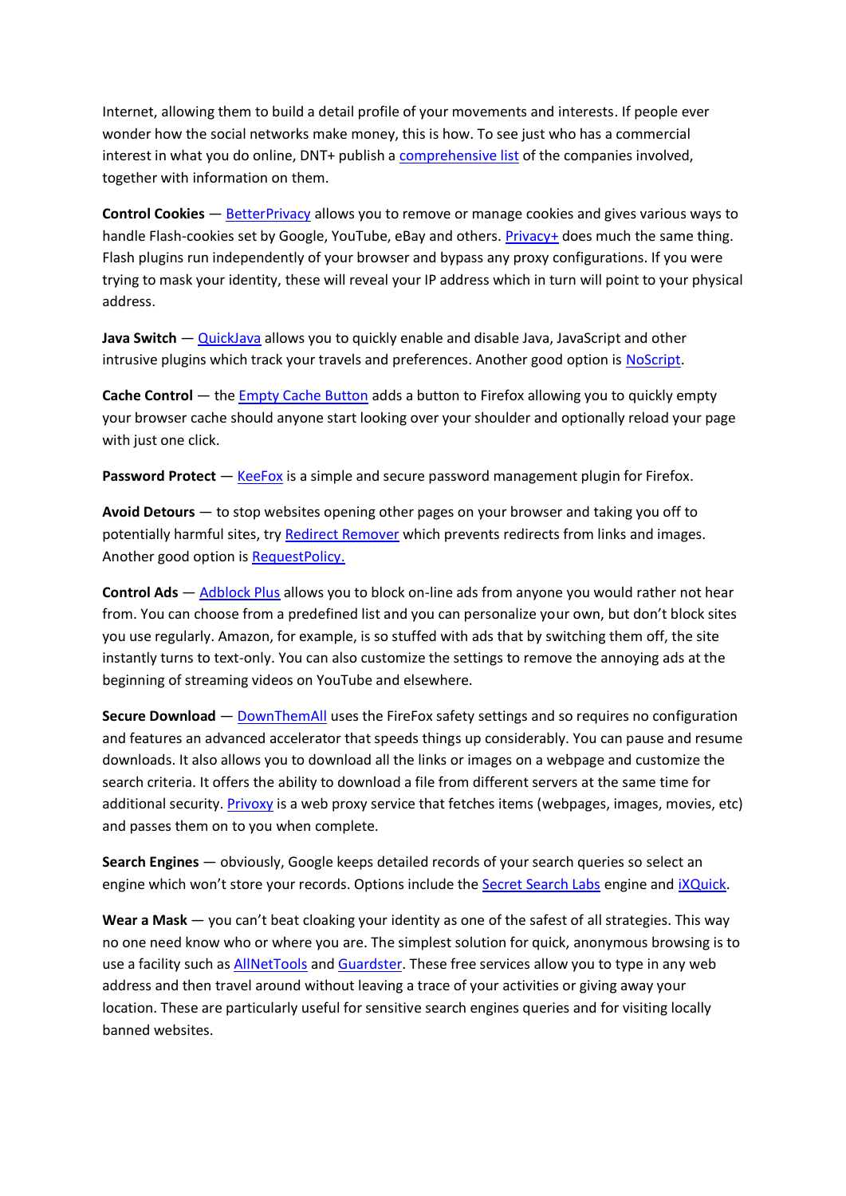Internet, allowing them to build a detail profile of your movements and interests. If people ever wonder how the social networks make money, this is how. To see just who has a commercial interest in what you do online, DNT+ publish a comprehensive list of the companies involved, together with information on them.

**Control Cookies** — BetterPrivacy allows you to remove or manage cookies and gives various ways to handle Flash-cookies set by Google, YouTube, eBay and others. Privacy+ does much the same thing. Flash plugins run independently of your browser and bypass any proxy configurations. If you were trying to mask your identity, these will reveal your IP address which in turn will point to your physical address.

**Java Switch** — QuickJava allows you to quickly enable and disable Java, JavaScript and other intrusive plugins which track your travels and preferences. Another good option is NoScript.

**Cache Control** — the Empty Cache Button adds a button to Firefox allowing you to quickly empty your browser cache should anyone start looking over your shoulder and optionally reload your page with just one click.

**Password Protect** — KeeFox is a simple and secure password management plugin for Firefox.

**Avoid Detours** — to stop websites opening other pages on your browser and taking you off to potentially harmful sites, try Redirect Remover which prevents redirects from links and images. Another good option is RequestPolicy.

**Control Ads** — Adblock Plus allows you to block on-line ads from anyone you would rather not hear from. You can choose from a predefined list and you can personalize your own, but don't block sites you use regularly. Amazon, for example, is so stuffed with ads that by switching them off, the site instantly turns to text-only. You can also customize the settings to remove the annoying ads at the beginning of streaming videos on YouTube and elsewhere.

**Secure Download** — DownThemAll uses the FireFox safety settings and so requires no configuration and features an advanced accelerator that speeds things up considerably. You can pause and resume downloads. It also allows you to download all the links or images on a webpage and customize the search criteria. It offers the ability to download a file from different servers at the same time for additional security. Privoxy is a web proxy service that fetches items (webpages, images, movies, etc) and passes them on to you when complete.

**Search Engines** — obviously, Google keeps detailed records of your search queries so select an engine which won't store your records. Options include the Secret Search Labs engine and iXQuick.

**Wear a Mask** — you can't beat cloaking your identity as one of the safest of all strategies. This way no one need know who or where you are. The simplest solution for quick, anonymous browsing is to use a facility such as AllNetTools and Guardster. These free services allow you to type in any web address and then travel around without leaving a trace of your activities or giving away your location. These are particularly useful for sensitive search engines queries and for visiting locally banned websites.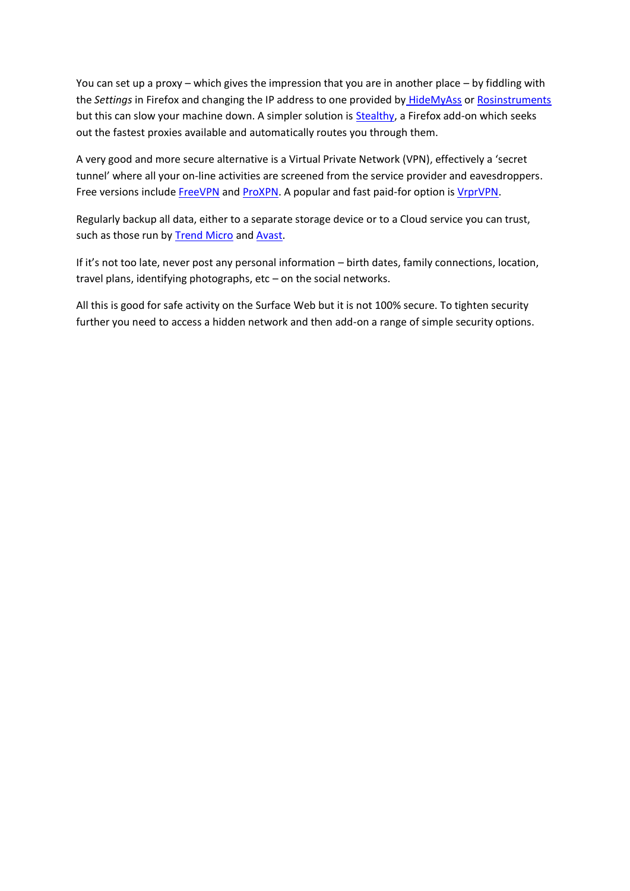You can set up a proxy – which gives the impression that you are in another place – by fiddling with the *Settings* in Firefox and changing the IP address to one provided by HideMyAss or Rosinstruments but this can slow your machine down. A simpler solution is Stealthy, a Firefox add-on which seeks out the fastest proxies available and automatically routes you through them.

A very good and more secure alternative is a Virtual Private Network (VPN), effectively a 'secret tunnel' where all your on-line activities are screened from the service provider and eavesdroppers. Free versions include FreeVPN and ProXPN. A popular and fast paid-for option is VrprVPN.

Regularly backup all data, either to a separate storage device or to a Cloud service you can trust, such as those run by Trend Micro and Avast.

If it's not too late, never post any personal information – birth dates, family connections, location, travel plans, identifying photographs, etc – on the social networks.

All this is good for safe activity on the Surface Web but it is not 100% secure. To tighten security further you need to access a hidden network and then add-on a range of simple security options.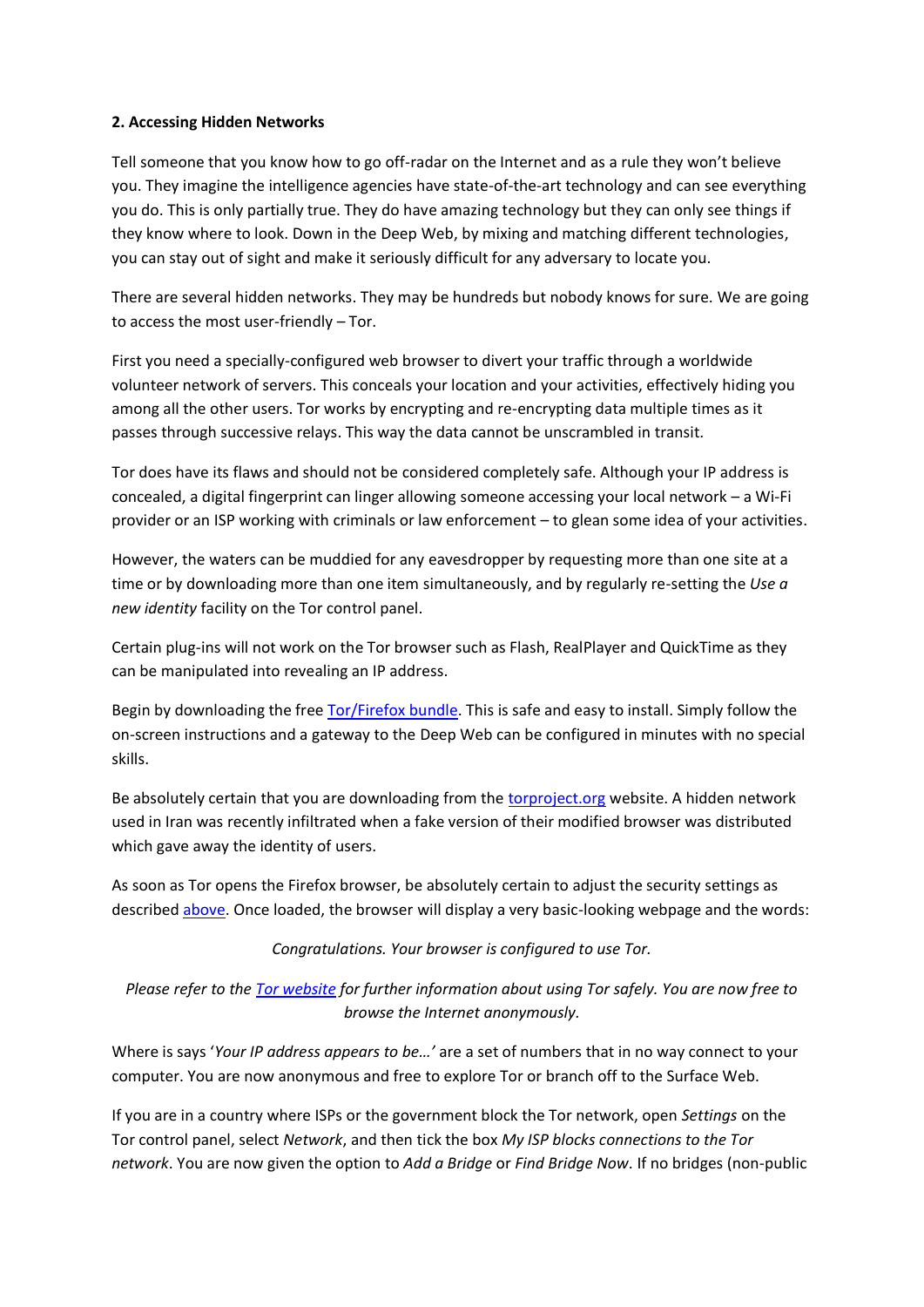**2. Accessing Hidden Networks**

Tell someone that you know how to go off-radar on the Internet and as a rule they won't believe you. They imagine the intelligence agencies have state-of-the-art technology and can see everything you do. This is only partially true. They do have amazing technology but they can only see things if they know where to look. Down in the Deep Web, by mixing and matching different technologies, you can stay out of sight and make it seriously difficult for any adversary to locate you.

There are several hidden networks. They may be hundreds but nobody knows for sure. We are going to access the most user-friendly – Tor.

First you need a specially-configured web browser to divert your traffic through a worldwide volunteer network of servers. This conceals your location and your activities, effectively hiding you among all the other users. Tor works by encrypting and re-encrypting data multiple times as it passes through successive relays. This way the data cannot be unscrambled in transit.

Tor does have its flaws and should not be considered completely safe. Although your IP address is concealed, a digital fingerprint can linger allowing someone accessing your local network – a Wi-Fi provider or an ISP working with criminals or law enforcement – to glean some idea of your activities.

However, the waters can be muddied for any eavesdropper by requesting more than one site at a time or by downloading more than one item simultaneously, and by regularly re-setting the *Use a new identity* facility on the Tor control panel.

Certain plug-ins will not work on the Tor browser such as Flash, RealPlayer and QuickTime as they can be manipulated into revealing an IP address.

Begin by downloading the free Tor/Firefox bundle. This is safe and easy to install. Simply follow the on-screen instructions and a gateway to the Deep Web can be configured in minutes with no special skills.

Be absolutely certain that you are downloading from the torproject.org website. A hidden network used in Iran was recently infiltrated when a fake version of their modified browser was distributed which gave away the identity of users.

As soon as Tor opens the Firefox browser, be absolutely certain to adjust the security settings as described above. Once loaded, the browser will display a very basic-looking webpage and the words:

*Congratulations. Your browser is configured to use Tor.*

*Please refer to the Tor website for further information about using Tor safely. You are now free to browse the Internet anonymously.*

Where is says '*Your IP address appears to be…'* are a set of numbers that in no way connect to your computer. You are now anonymous and free to explore Tor or branch off to the Surface Web.

If you are in a country where ISPs or the government block the Tor network, open *Settings* on the Tor control panel, select *Network*, and then tick the box *My ISP blocks connections to the Tor network*. You are now given the option to *Add a Bridge* or *Find Bridge Now*. If no bridges (non-public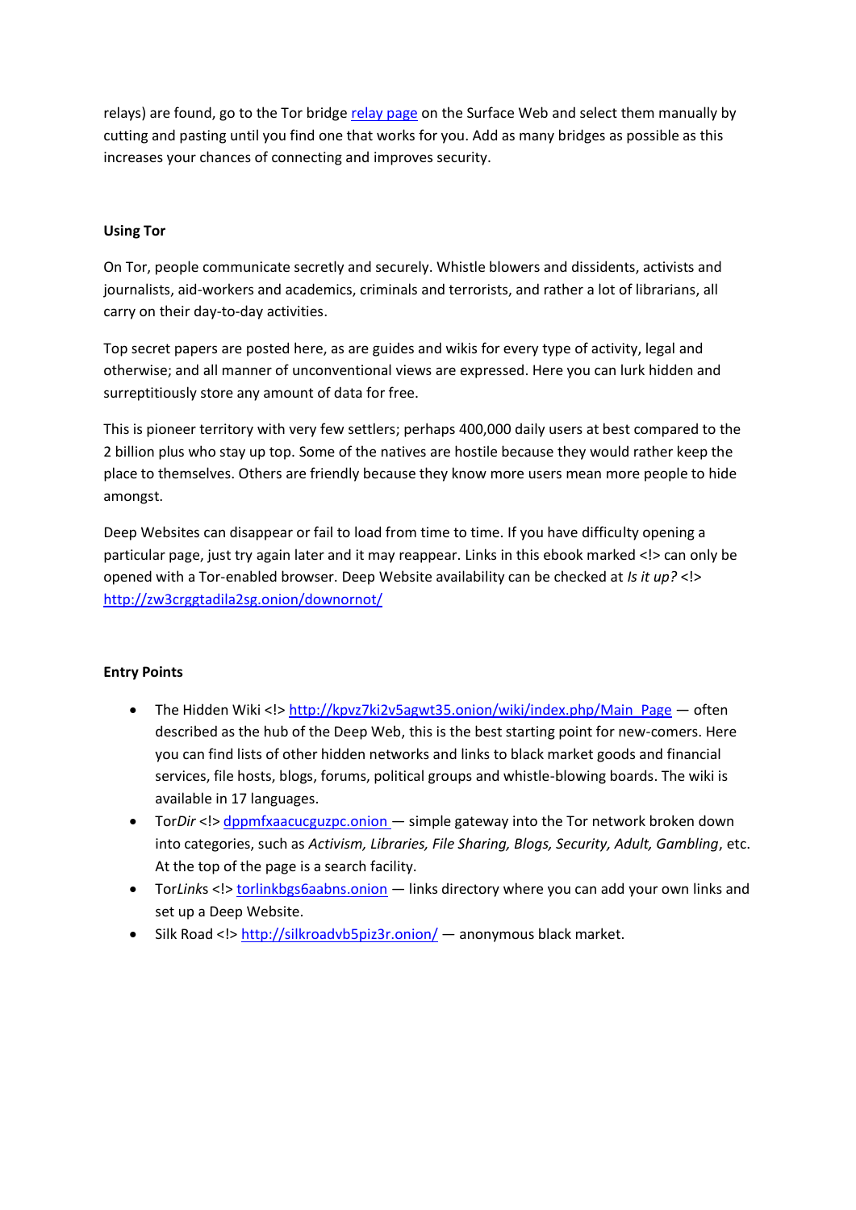relays) are found, go to the Tor bridge [relay page]() on the Surface Web and select them manually by cutting and pasting until you find one that works for you. Add as many bridges as possible as this increases your chances of connecting and improves security.

### Using Tor

On Tor, people communicate secretly and securely. Whistle blowers and dissidents, activists and journalists, aid-workers and academics, criminals and terrorists, and rather a lot of librarians, all carry on their day-to-day activities.

Top secret papers are posted here, as are guides and wikis for every type of activity, legal and otherwise; and all manner of unconventional views are expressed. Here you can lurk hidden and surreptitiously store any amount of data for free.

This is pioneer territory with very few settlers; perhaps 400,000 daily users at best compared to the 2 billion plus who stay up top. Some of the natives are hostile because they would rather keep the place to themselves. Others are friendly because they know more users mean more people to hide amongst.

Deep Websites can disappear or fail to load from time to time. If you have difficulty opening a particular page, just try again later and it may reappear. Links in this ebook marked <!> can only be opened with a Tor-enabled browser. Deep Website availability can be checked at *Is it up?* <!> http://zw3crggtadila2sg.onion/downornot/

### Entry Points

- The Hidden Wiki <!> http://kpvz7ki2v5agwt35.onion/wiki/index.php/Main_Page — often described as the hub of the Deep Web, this is the best starting point for new-comers. Here you can find lists of other hidden networks and links to black market goods and financial services, file hosts, blogs, forums, political groups and whistle-blowing boards. The wiki is available in 17 languages.
- Tor*Dir* <!> dppmfxaacucguzpc.onion — simple gateway into the Tor network broken down into categories, such as *Activism, Libraries, File Sharing, Blogs, Security, Adult, Gambling*, etc. At the top of the page is a search facility.
- Tor*Links* <!> torlinkbgs6aabns.onion — links directory where you can add your own links and set up a Deep Website.
- Silk Road <!> http://silkroadvb5piz3r.onion/ — anonymous black market.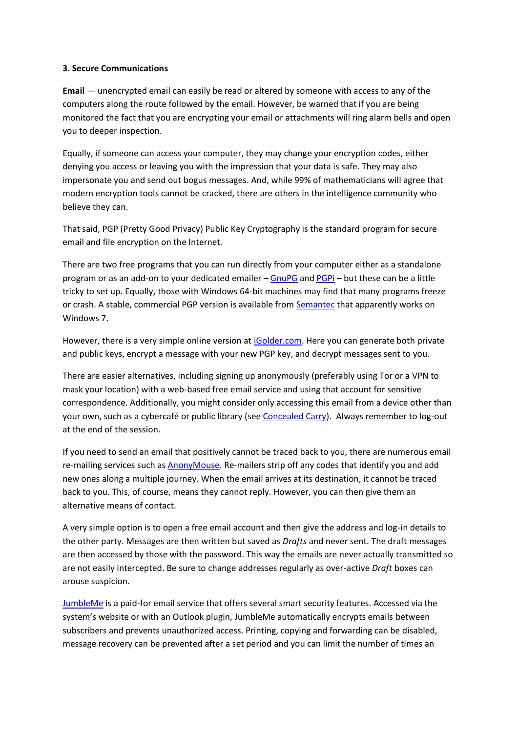**3. Secure Communications**

**Email** — unencrypted email can easily be read or altered by someone with access to any of the computers along the route followed by the email. However, be warned that if you are being monitored the fact that you are encrypting your email or attachments will ring alarm bells and open you to deeper inspection.

Equally, if someone can access your computer, they may change your encryption codes, either denying you access or leaving you with the impression that your data is safe. They may also impersonate you and send out bogus messages. And, while 99% of mathematicians will agree that modern encryption tools cannot be cracked, there are others in the intelligence community who believe they can.

That said, PGP (Pretty Good Privacy) Public Key Cryptography is the standard program for secure email and file encryption on the Internet.

There are two free programs that you can run directly from your computer either as a standalone program or as an add-on to your dedicated emailer – GnuPG and PGPi – but these can be a little tricky to set up. Equally, those with Windows 64-bit machines may find that many programs freeze or crash. A stable, commercial PGP version is available from Semantec that apparently works on Windows 7.

However, there is a very simple online version at iGolder.com. Here you can generate both private and public keys, encrypt a message with your new PGP key, and decrypt messages sent to you.

There are easier alternatives, including signing up anonymously (preferably using Tor or a VPN to mask your location) with a web-based free email service and using that account for sensitive correspondence. Additionally, you might consider only accessing this email from a device other than your own, such as a cybercafé or public library (see Concealed Carry). Always remember to log-out at the end of the session.

If you need to send an email that positively cannot be traced back to you, there are numerous email re-mailing services such as AnonyMouse. Re-mailers strip off any codes that identify you and add new ones along a multiple journey. When the email arrives at its destination, it cannot be traced back to you. This, of course, means they cannot reply. However, you can then give them an alternative means of contact.

A very simple option is to open a free email account and then give the address and log-in details to the other party. Messages are then written but saved as *Drafts* and never sent. The draft messages are then accessed by those with the password. This way the emails are never actually transmitted so are not easily intercepted. Be sure to change addresses regularly as over-active *Draft* boxes can arouse suspicion.

JumbleMe is a paid-for email service that offers several smart security features. Accessed via the system's website or with an Outlook plugin, JumbleMe automatically encrypts emails between subscribers and prevents unauthorized access. Printing, copying and forwarding can be disabled, message recovery can be prevented after a set period and you can limit the number of times an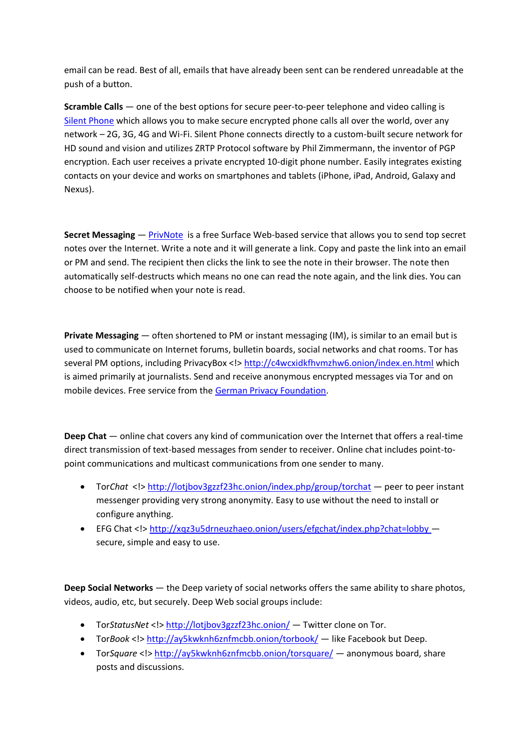email can be read. Best of all, emails that have already been sent can be rendered unreadable at the push of a button.

**Scramble Calls** — one of the best options for secure peer-to-peer telephone and video calling is Silent Phone which allows you to make secure encrypted phone calls all over the world, over any network – 2G, 3G, 4G and Wi-Fi. Silent Phone connects directly to a custom-built secure network for HD sound and vision and utilizes ZRTP Protocol software by Phil Zimmermann, the inventor of PGP encryption. Each user receives a private encrypted 10-digit phone number. Easily integrates existing contacts on your device and works on smartphones and tablets (iPhone, iPad, Android, Galaxy and Nexus).

**Secret Messaging** — PrivNote is a free Surface Web-based service that allows you to send top secret notes over the Internet. Write a note and it will generate a link. Copy and paste the link into an email or PM and send. The recipient then clicks the link to see the note in their browser. The note then automatically self-destructs which means no one can read the note again, and the link dies. You can choose to be notified when your note is read.

**Private Messaging** — often shortened to PM or instant messaging (IM), is similar to an email but is used to communicate on Internet forums, bulletin boards, social networks and chat rooms. Tor has several PM options, including PrivacyBox <!> http://c4wcxidkfhvmzhw6.onion/index.en.html which is aimed primarily at journalists. Send and receive anonymous encrypted messages via Tor and on mobile devices. Free service from the German Privacy Foundation.

**Deep Chat** — online chat covers any kind of communication over the Internet that offers a real-time direct transmission of text-based messages from sender to receiver. Online chat includes point-to-point communications and multicast communications from one sender to many.

- Tor*Chat* <!> http://lotjbov3gzzf23hc.onion/index.php/group/torchat — peer to peer instant messenger providing very strong anonymity. Easy to use without the need to install or configure anything.
- EFG Chat <!> http://xqz3u5drneuzhaeo.onion/users/efgchat/index.php?chat=lobby — secure, simple and easy to use.

**Deep Social Networks** — the Deep variety of social networks offers the same ability to share photos, videos, audio, etc, but securely. Deep Web social groups include:

- Tor*StatusNet* <!> http://lotjbov3gzzf23hc.onion/ — Twitter clone on Tor.
- Tor*Book* <!> http://ay5kwknh6znfmcbb.onion/torbook/ — like Facebook but Deep.
- Tor*Square* <!> http://ay5kwknh6znfmcbb.onion/torsquare/ — anonymous board, share posts and discussions.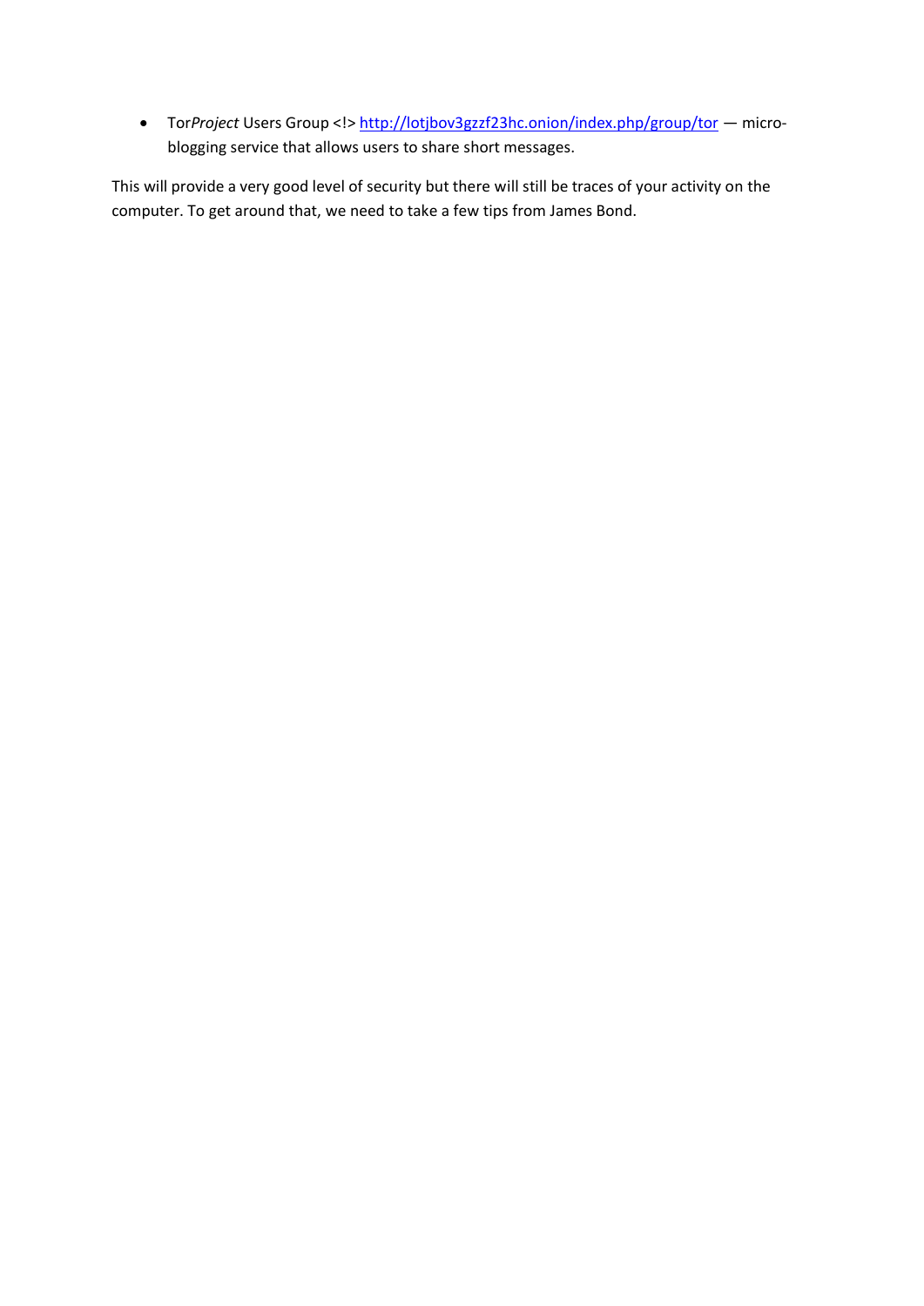- Tor*Project* Users Group <!> http://lotjbov3gzzf23hc.onion/index.php/group/tor — micro-blogging service that allows users to share short messages.

This will provide a very good level of security but there will still be traces of your activity on the computer. To get around that, we need to take a few tips from James Bond.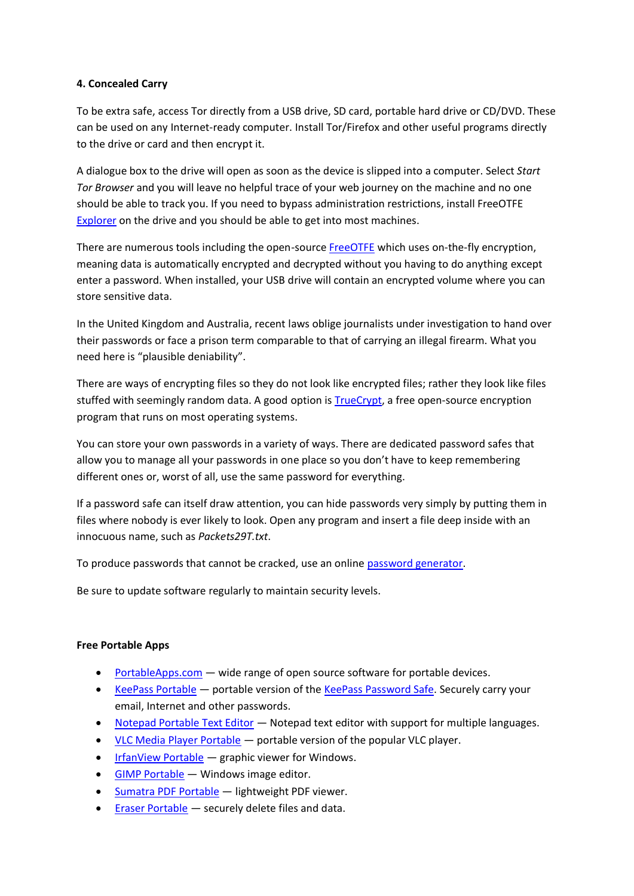**4. Concealed Carry**

To be extra safe, access Tor directly from a USB drive, SD card, portable hard drive or CD/DVD. These can be used on any Internet-ready computer. Install Tor/Firefox and other useful programs directly to the drive or card and then encrypt it.

A dialogue box to the drive will open as soon as the device is slipped into a computer. Select *Start Tor Browser* and you will leave no helpful trace of your web journey on the machine and no one should be able to track you. If you need to bypass administration restrictions, install FreeOTFE Explorer on the drive and you should be able to get into most machines.

There are numerous tools including the open-source FreeOTFE which uses on-the-fly encryption, meaning data is automatically encrypted and decrypted without you having to do anything except enter a password. When installed, your USB drive will contain an encrypted volume where you can store sensitive data.

In the United Kingdom and Australia, recent laws oblige journalists under investigation to hand over their passwords or face a prison term comparable to that of carrying an illegal firearm. What you need here is "plausible deniability".

There are ways of encrypting files so they do not look like encrypted files; rather they look like files stuffed with seemingly random data. A good option is TrueCrypt, a free open-source encryption program that runs on most operating systems.

You can store your own passwords in a variety of ways. There are dedicated password safes that allow you to manage all your passwords in one place so you don't have to keep remembering different ones or, worst of all, use the same password for everything.

If a password safe can itself draw attention, you can hide passwords very simply by putting them in files where nobody is ever likely to look. Open any program and insert a file deep inside with an innocuous name, such as *Packets29T.txt*.

To produce passwords that cannot be cracked, use an online password generator.

Be sure to update software regularly to maintain security levels.

**Free Portable Apps**

- PortableApps.com — wide range of open source software for portable devices.
- KeePass Portable — portable version of the KeePass Password Safe. Securely carry your email, Internet and other passwords.
- Notepad Portable Text Editor — Notepad text editor with support for multiple languages.
- VLC Media Player Portable — portable version of the popular VLC player.
- IrfanView Portable — graphic viewer for Windows.
- GIMP Portable — Windows image editor.
- Sumatra PDF Portable — lightweight PDF viewer.
- Eraser Portable — securely delete files and data.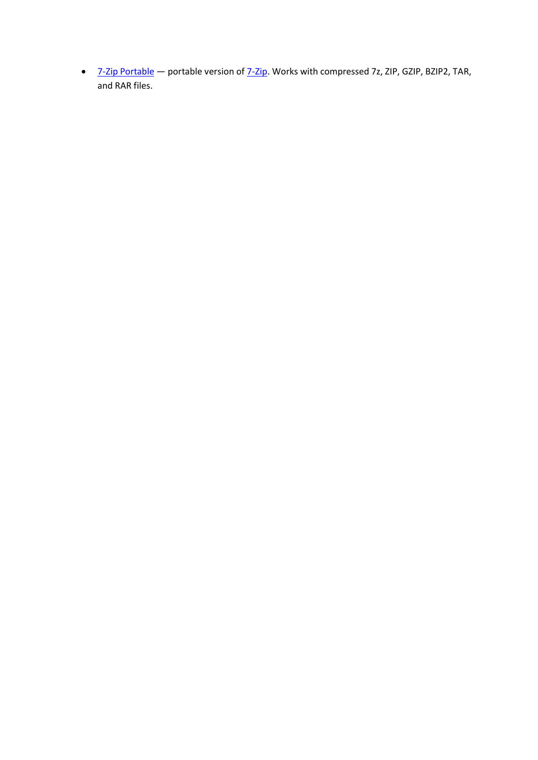- 7-Zip Portable — portable version of 7-Zip. Works with compressed 7z, ZIP, GZIP, BZIP2, TAR, and RAR files.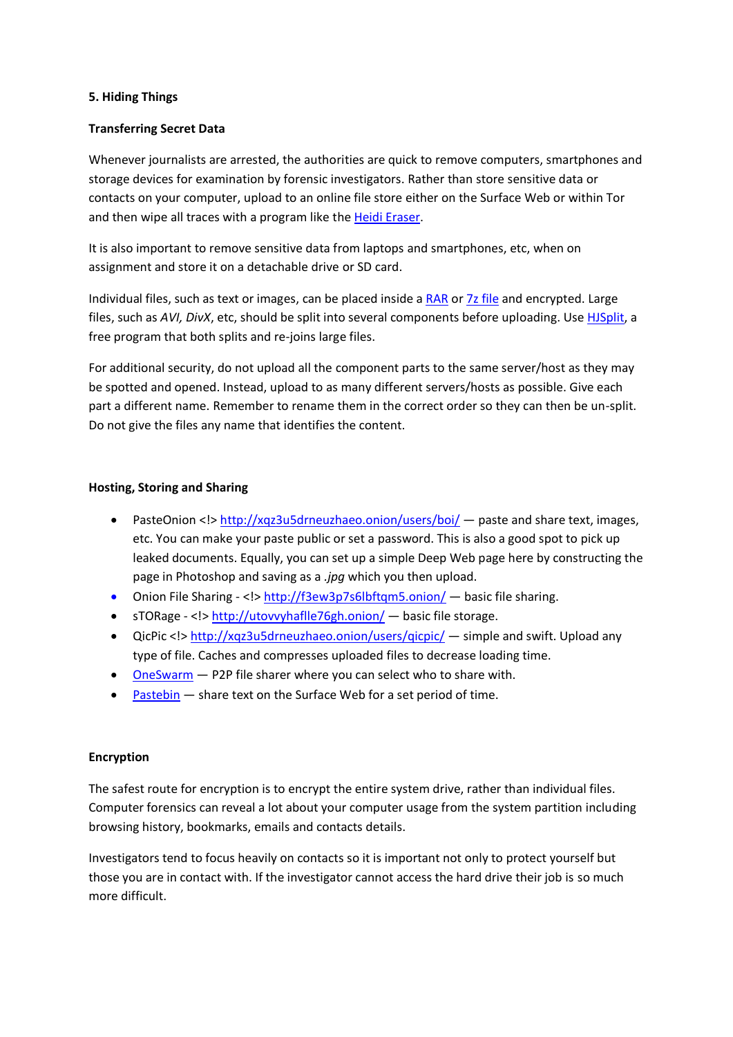**5. Hiding Things**

**Transferring Secret Data**

Whenever journalists are arrested, the authorities are quick to remove computers, smartphones and storage devices for examination by forensic investigators. Rather than store sensitive data or contacts on your computer, upload to an online file store either on the Surface Web or within Tor and then wipe all traces with a program like the Heidi Eraser.

It is also important to remove sensitive data from laptops and smartphones, etc, when on assignment and store it on a detachable drive or SD card.

Individual files, such as text or images, can be placed inside a RAR or 7z file and encrypted. Large files, such as *AVI, DivX*, etc, should be split into several components before uploading. Use HJSplit, a free program that both splits and re-joins large files.

For additional security, do not upload all the component parts to the same server/host as they may be spotted and opened. Instead, upload to as many different servers/hosts as possible. Give each part a different name. Remember to rename them in the correct order so they can then be un-split. Do not give the files any name that identifies the content.

**Hosting, Storing and Sharing**

- PasteOnion <!> http://xqz3u5drneuzhaeo.onion/users/boi/ — paste and share text, images, etc. You can make your paste public or set a password. This is also a good spot to pick up leaked documents. Equally, you can set up a simple Deep Web page here by constructing the page in Photoshop and saving as a *.jpg* which you then upload.
- Onion File Sharing - <!> http://f3ew3p7s6lbftqm5.onion/ — basic file sharing.
- sTORage - <!> http://utovvyhaflle76gh.onion/ — basic file storage.
- QicPic <!> http://xqz3u5drneuzhaeo.onion/users/qicpic/ — simple and swift. Upload any type of file. Caches and compresses uploaded files to decrease loading time.
- OneSwarm — P2P file sharer where you can select who to share with.
- Pastebin — share text on the Surface Web for a set period of time.

**Encryption**

The safest route for encryption is to encrypt the entire system drive, rather than individual files. Computer forensics can reveal a lot about your computer usage from the system partition including browsing history, bookmarks, emails and contacts details.

Investigators tend to focus heavily on contacts so it is important not only to protect yourself but those you are in contact with. If the investigator cannot access the hard drive their job is so much more difficult.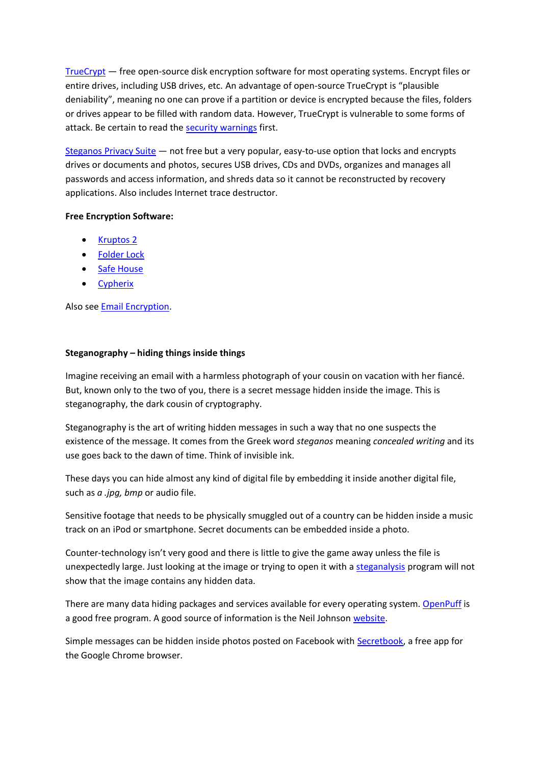TrueCrypt — free open-source disk encryption software for most operating systems. Encrypt files or entire drives, including USB drives, etc. An advantage of open-source TrueCrypt is "plausible deniability", meaning no one can prove if a partition or device is encrypted because the files, folders or drives appear to be filled with random data. However, TrueCrypt is vulnerable to some forms of attack. Be certain to read the security warnings first.

Steganos Privacy Suite — not free but a very popular, easy-to-use option that locks and encrypts drives or documents and photos, secures USB drives, CDs and DVDs, organizes and manages all passwords and access information, and shreds data so it cannot be reconstructed by recovery applications. Also includes Internet trace destructor.

**Free Encryption Software:**

- Kruptos 2
- Folder Lock
- Safe House
- Cypherix

Also see Email Encryption.

**Steganography – hiding things inside things**

Imagine receiving an email with a harmless photograph of your cousin on vacation with her fiancé. But, known only to the two of you, there is a secret message hidden inside the image. This is steganography, the dark cousin of cryptography.

Steganography is the art of writing hidden messages in such a way that no one suspects the existence of the message. It comes from the Greek word *steganos* meaning *concealed writing* and its use goes back to the dawn of time. Think of invisible ink.

These days you can hide almost any kind of digital file by embedding it inside another digital file, such as *a .jpg, bmp* or audio file.

Sensitive footage that needs to be physically smuggled out of a country can be hidden inside a music track on an iPod or smartphone. Secret documents can be embedded inside a photo.

Counter-technology isn't very good and there is little to give the game away unless the file is unexpectedly large. Just looking at the image or trying to open it with a steganalysis program will not show that the image contains any hidden data.

There are many data hiding packages and services available for every operating system. OpenPuff is a good free program. A good source of information is the Neil Johnson website.

Simple messages can be hidden inside photos posted on Facebook with Secretbook, a free app for the Google Chrome browser.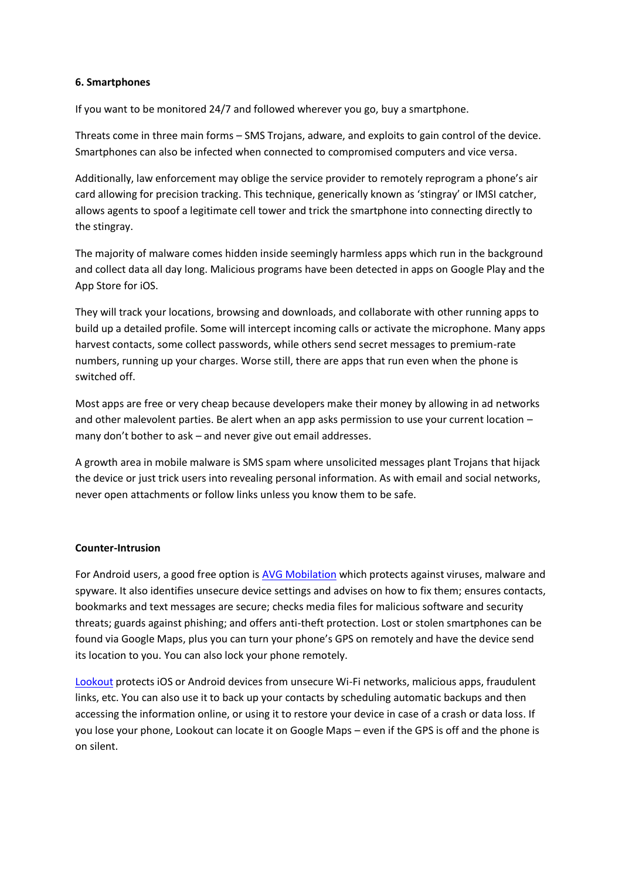**6. Smartphones**

If you want to be monitored 24/7 and followed wherever you go, buy a smartphone.

Threats come in three main forms – SMS Trojans, adware, and exploits to gain control of the device. Smartphones can also be infected when connected to compromised computers and vice versa.

Additionally, law enforcement may oblige the service provider to remotely reprogram a phone's air card allowing for precision tracking. This technique, generically known as 'stingray' or IMSI catcher, allows agents to spoof a legitimate cell tower and trick the smartphone into connecting directly to the stingray.

The majority of malware comes hidden inside seemingly harmless apps which run in the background and collect data all day long. Malicious programs have been detected in apps on Google Play and the App Store for iOS.

They will track your locations, browsing and downloads, and collaborate with other running apps to build up a detailed profile. Some will intercept incoming calls or activate the microphone. Many apps harvest contacts, some collect passwords, while others send secret messages to premium-rate numbers, running up your charges. Worse still, there are apps that run even when the phone is switched off.

Most apps are free or very cheap because developers make their money by allowing in ad networks and other malevolent parties. Be alert when an app asks permission to use your current location – many don't bother to ask – and never give out email addresses.

A growth area in mobile malware is SMS spam where unsolicited messages plant Trojans that hijack the device or just trick users into revealing personal information. As with email and social networks, never open attachments or follow links unless you know them to be safe.

**Counter-Intrusion**

For Android users, a good free option is AVG Mobilation which protects against viruses, malware and spyware. It also identifies unsecure device settings and advises on how to fix them; ensures contacts, bookmarks and text messages are secure; checks media files for malicious software and security threats; guards against phishing; and offers anti-theft protection. Lost or stolen smartphones can be found via Google Maps, plus you can turn your phone's GPS on remotely and have the device send its location to you. You can also lock your phone remotely.

Lookout protects iOS or Android devices from unsecure Wi-Fi networks, malicious apps, fraudulent links, etc. You can also use it to back up your contacts by scheduling automatic backups and then accessing the information online, or using it to restore your device in case of a crash or data loss. If you lose your phone, Lookout can locate it on Google Maps – even if the GPS is off and the phone is on silent.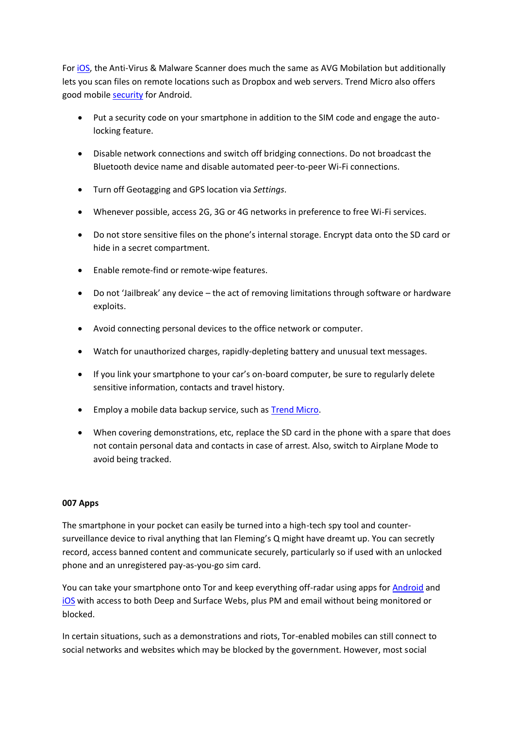For iOS, the Anti-Virus & Malware Scanner does much the same as AVG Mobilation but additionally lets you scan files on remote locations such as Dropbox and web servers. Trend Micro also offers good mobile security for Android.

- Put a security code on your smartphone in addition to the SIM code and engage the auto-locking feature.
- Disable network connections and switch off bridging connections. Do not broadcast the Bluetooth device name and disable automated peer-to-peer Wi-Fi connections.
- Turn off Geotagging and GPS location via *Settings*.
- Whenever possible, access 2G, 3G or 4G networks in preference to free Wi-Fi services.
- Do not store sensitive files on the phone's internal storage. Encrypt data onto the SD card or hide in a secret compartment.
- Enable remote-find or remote-wipe features.
- Do not 'Jailbreak' any device – the act of removing limitations through software or hardware exploits.
- Avoid connecting personal devices to the office network or computer.
- Watch for unauthorized charges, rapidly-depleting battery and unusual text messages.
- If you link your smartphone to your car's on-board computer, be sure to regularly delete sensitive information, contacts and travel history.
- Employ a mobile data backup service, such as Trend Micro.
- When covering demonstrations, etc, replace the SD card in the phone with a spare that does not contain personal data and contacts in case of arrest. Also, switch to Airplane Mode to avoid being tracked.

**007 Apps**

The smartphone in your pocket can easily be turned into a high-tech spy tool and counter-surveillance device to rival anything that Ian Fleming's Q might have dreamt up. You can secretly record, access banned content and communicate securely, particularly so if used with an unlocked phone and an unregistered pay-as-you-go sim card.

You can take your smartphone onto Tor and keep everything off-radar using apps for Android and iOS with access to both Deep and Surface Webs, plus PM and email without being monitored or blocked.

In certain situations, such as a demonstrations and riots, Tor-enabled mobiles can still connect to social networks and websites which may be blocked by the government. However, most social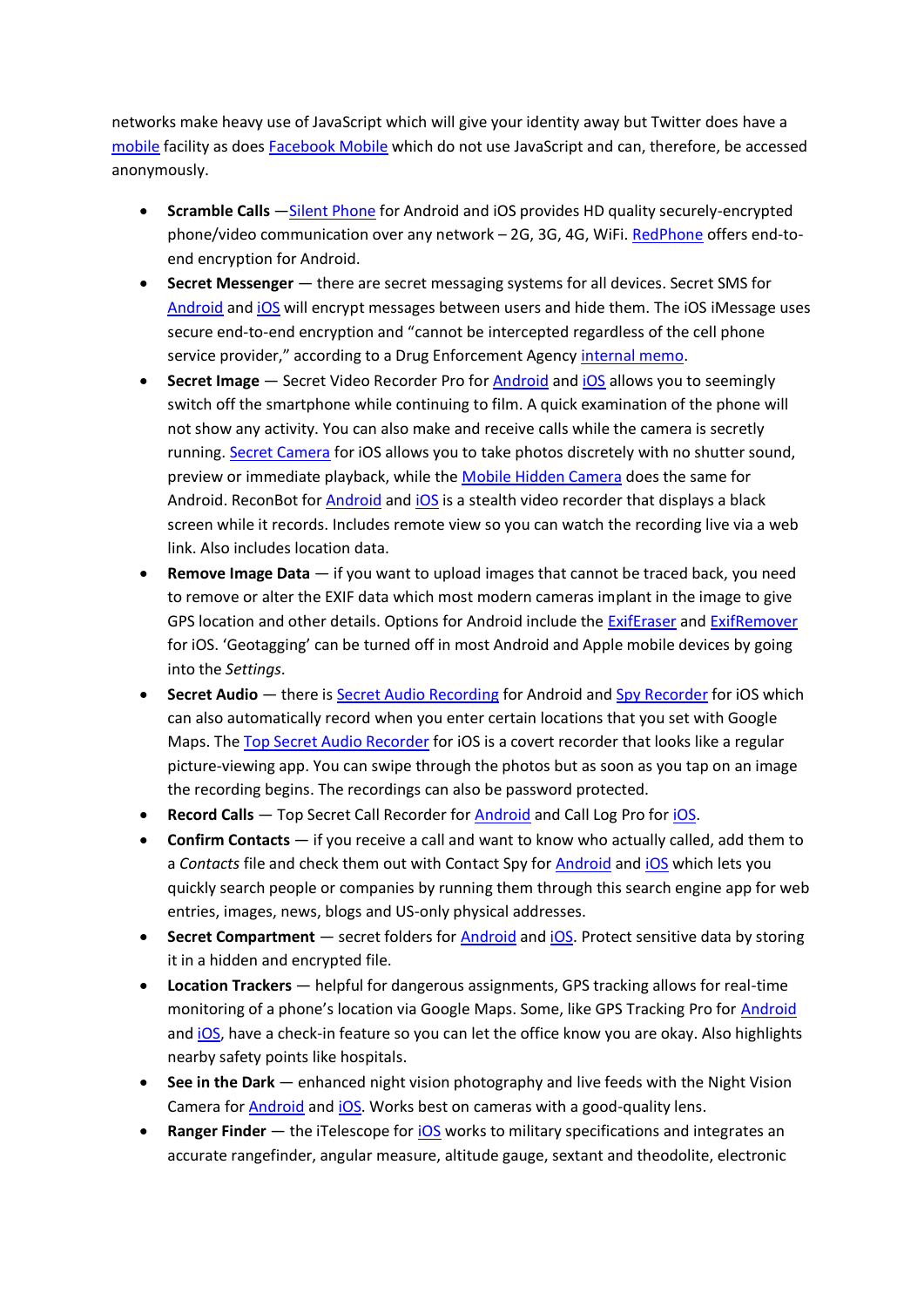networks make heavy use of JavaScript which will give your identity away but Twitter does have a mobile facility as does Facebook Mobile which do not use JavaScript and can, therefore, be accessed anonymously.

- **Scramble Calls** —Silent Phone for Android and iOS provides HD quality securely-encrypted phone/video communication over any network – 2G, 3G, 4G, WiFi. RedPhone offers end-to-end encryption for Android.
- **Secret Messenger** — there are secret messaging systems for all devices. Secret SMS for Android and iOS will encrypt messages between users and hide them. The iOS iMessage uses secure end-to-end encryption and “cannot be intercepted regardless of the cell phone service provider,” according to a Drug Enforcement Agency internal memo.
- **Secret Image** — Secret Video Recorder Pro for Android and iOS allows you to seemingly switch off the smartphone while continuing to film. A quick examination of the phone will not show any activity. You can also make and receive calls while the camera is secretly running. Secret Camera for iOS allows you to take photos discretely with no shutter sound, preview or immediate playback, while the Mobile Hidden Camera does the same for Android. ReconBot for Android and iOS is a stealth video recorder that displays a black screen while it records. Includes remote view so you can watch the recording live via a web link. Also includes location data.
- **Remove Image Data** — if you want to upload images that cannot be traced back, you need to remove or alter the EXIF data which most modern cameras implant in the image to give GPS location and other details. Options for Android include the ExifEraser and ExifRemover for iOS. ‘Geotagging’ can be turned off in most Android and Apple mobile devices by going into the *Settings*.
- **Secret Audio** — there is Secret Audio Recording for Android and Spy Recorder for iOS which can also automatically record when you enter certain locations that you set with Google Maps. The Top Secret Audio Recorder for iOS is a covert recorder that looks like a regular picture-viewing app. You can swipe through the photos but as soon as you tap on an image the recording begins. The recordings can also be password protected.
- **Record Calls** — Top Secret Call Recorder for Android and Call Log Pro for iOS.
- **Confirm Contacts** — if you receive a call and want to know who actually called, add them to a *Contacts* file and check them out with Contact Spy for Android and iOS which lets you quickly search people or companies by running them through this search engine app for web entries, images, news, blogs and US-only physical addresses.
- **Secret Compartment** — secret folders for Android and iOS. Protect sensitive data by storing it in a hidden and encrypted file.
- **Location Trackers** — helpful for dangerous assignments, GPS tracking allows for real-time monitoring of a phone’s location via Google Maps. Some, like GPS Tracking Pro for Android and iOS, have a check-in feature so you can let the office know you are okay. Also highlights nearby safety points like hospitals.
- **See in the Dark** — enhanced night vision photography and live feeds with the Night Vision Camera for Android and iOS. Works best on cameras with a good-quality lens.
- **Ranger Finder** — the iTelescope for iOS works to military specifications and integrates an accurate rangefinder, angular measure, altitude gauge, sextant and theodolite, electronic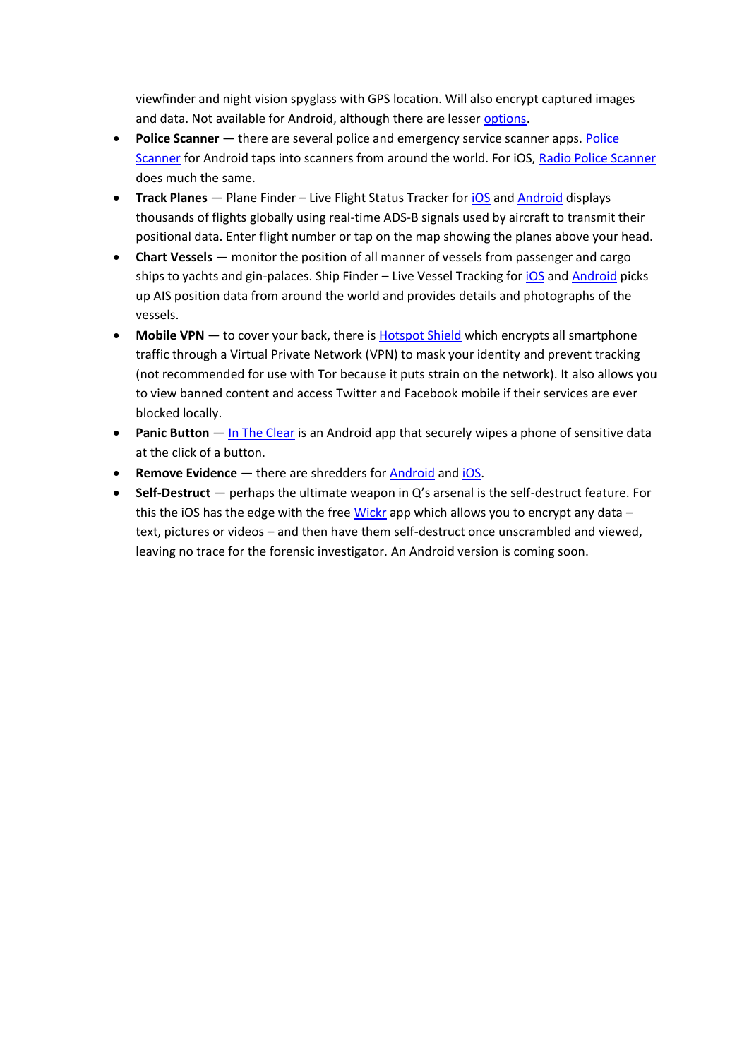viewfinder and night vision spyglass with GPS location. Will also encrypt captured images and data. Not available for Android, although there are lesser options.

- **Police Scanner** — there are several police and emergency service scanner apps. Police Scanner for Android taps into scanners from around the world. For iOS, Radio Police Scanner does much the same.
- **Track Planes** — Plane Finder – Live Flight Status Tracker for iOS and Android displays thousands of flights globally using real-time ADS-B signals used by aircraft to transmit their positional data. Enter flight number or tap on the map showing the planes above your head.
- **Chart Vessels** — monitor the position of all manner of vessels from passenger and cargo ships to yachts and gin-palaces. Ship Finder – Live Vessel Tracking for iOS and Android picks up AIS position data from around the world and provides details and photographs of the vessels.
- **Mobile VPN** — to cover your back, there is Hotspot Shield which encrypts all smartphone traffic through a Virtual Private Network (VPN) to mask your identity and prevent tracking (not recommended for use with Tor because it puts strain on the network). It also allows you to view banned content and access Twitter and Facebook mobile if their services are ever blocked locally.
- **Panic Button** — In The Clear is an Android app that securely wipes a phone of sensitive data at the click of a button.
- **Remove Evidence** — there are shredders for Android and iOS.
- **Self-Destruct** — perhaps the ultimate weapon in Q's arsenal is the self-destruct feature. For this the iOS has the edge with the free Wickr app which allows you to encrypt any data – text, pictures or videos – and then have them self-destruct once unscrambled and viewed, leaving no trace for the forensic investigator. An Android version is coming soon.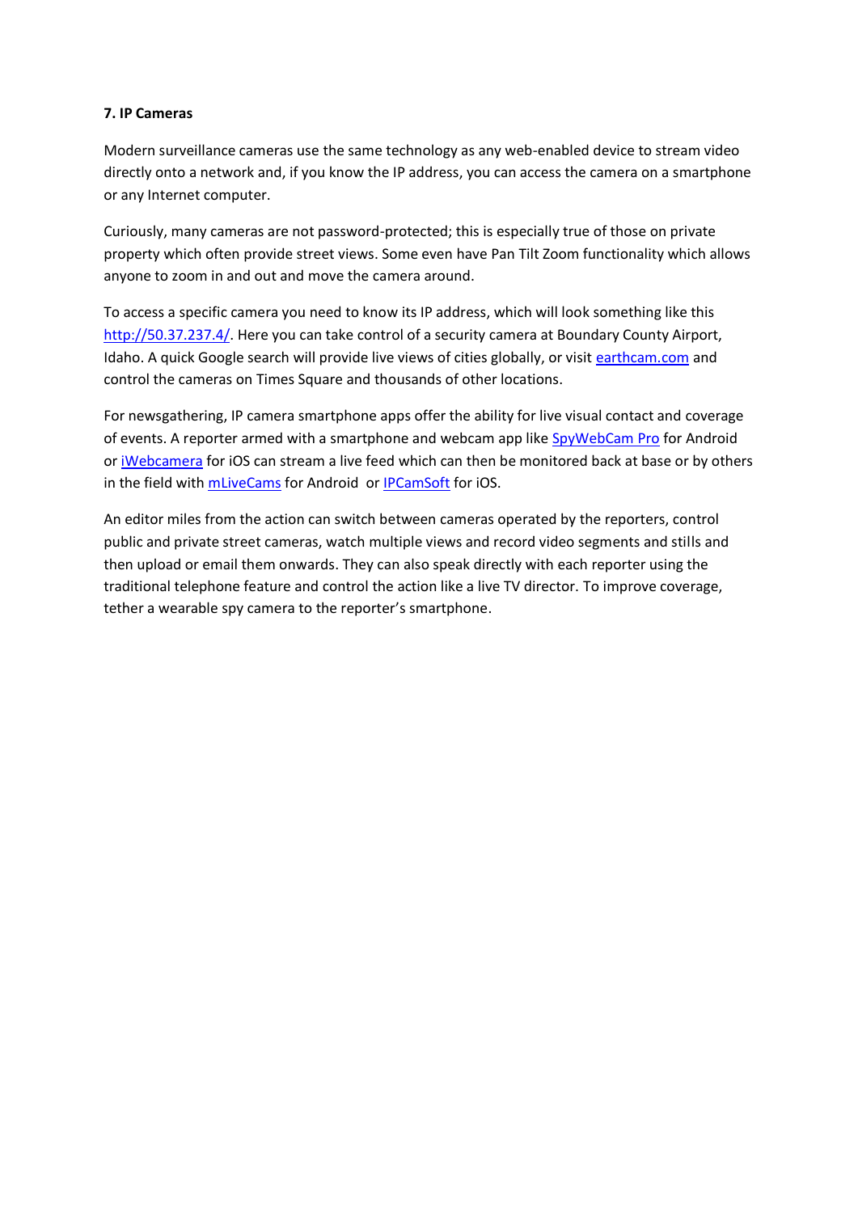**7. IP Cameras**

Modern surveillance cameras use the same technology as any web-enabled device to stream video directly onto a network and, if you know the IP address, you can access the camera on a smartphone or any Internet computer.

Curiously, many cameras are not password-protected; this is especially true of those on private property which often provide street views. Some even have Pan Tilt Zoom functionality which allows anyone to zoom in and out and move the camera around.

To access a specific camera you need to know its IP address, which will look something like this http://50.37.237.4/. Here you can take control of a security camera at Boundary County Airport, Idaho. A quick Google search will provide live views of cities globally, or visit earthcam.com and control the cameras on Times Square and thousands of other locations.

For newsgathering, IP camera smartphone apps offer the ability for live visual contact and coverage of events. A reporter armed with a smartphone and webcam app like SpyWebCam Pro for Android or iWebcamera for iOS can stream a live feed which can then be monitored back at base or by others in the field with mLiveCams for Android or IPCamSoft for iOS.

An editor miles from the action can switch between cameras operated by the reporters, control public and private street cameras, watch multiple views and record video segments and stills and then upload or email them onwards. They can also speak directly with each reporter using the traditional telephone feature and control the action like a live TV director. To improve coverage, tether a wearable spy camera to the reporter's smartphone.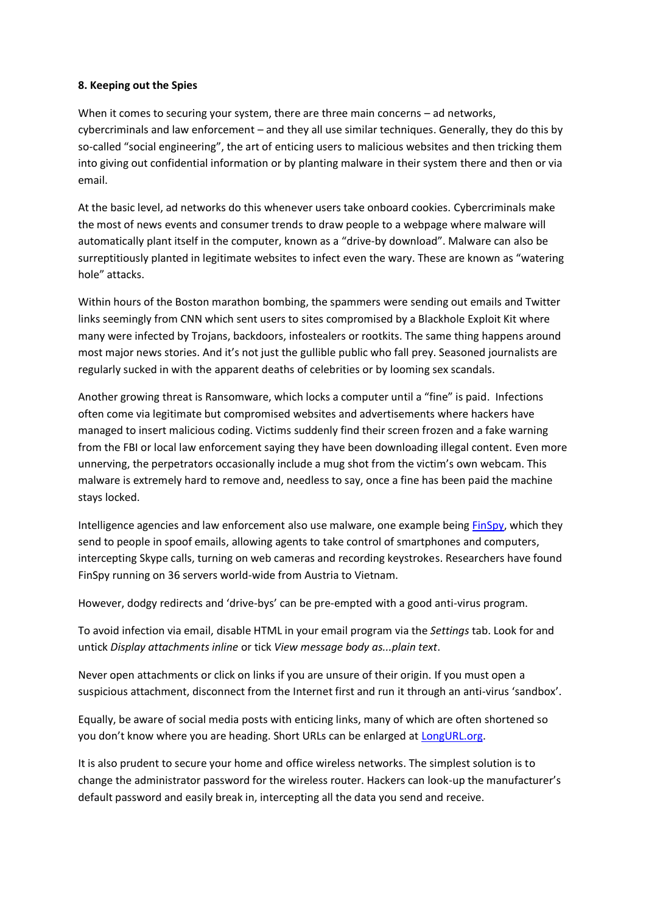**8. Keeping out the Spies**

When it comes to securing your system, there are three main concerns – ad networks, cybercriminals and law enforcement – and they all use similar techniques. Generally, they do this by so-called "social engineering", the art of enticing users to malicious websites and then tricking them into giving out confidential information or by planting malware in their system there and then or via email.

At the basic level, ad networks do this whenever users take onboard cookies. Cybercriminals make the most of news events and consumer trends to draw people to a webpage where malware will automatically plant itself in the computer, known as a "drive-by download". Malware can also be surreptitiously planted in legitimate websites to infect even the wary. These are known as "watering hole" attacks.

Within hours of the Boston marathon bombing, the spammers were sending out emails and Twitter links seemingly from CNN which sent users to sites compromised by a Blackhole Exploit Kit where many were infected by Trojans, backdoors, infostealers or rootkits. The same thing happens around most major news stories. And it's not just the gullible public who fall prey. Seasoned journalists are regularly sucked in with the apparent deaths of celebrities or by looming sex scandals.

Another growing threat is Ransomware, which locks a computer until a "fine" is paid. Infections often come via legitimate but compromised websites and advertisements where hackers have managed to insert malicious coding. Victims suddenly find their screen frozen and a fake warning from the FBI or local law enforcement saying they have been downloading illegal content. Even more unnerving, the perpetrators occasionally include a mug shot from the victim's own webcam. This malware is extremely hard to remove and, needless to say, once a fine has been paid the machine stays locked.

Intelligence agencies and law enforcement also use malware, one example being [FinSpy](), which they send to people in spoof emails, allowing agents to take control of smartphones and computers, intercepting Skype calls, turning on web cameras and recording keystrokes. Researchers have found FinSpy running on 36 servers world-wide from Austria to Vietnam.

However, dodgy redirects and 'drive-bys' can be pre-empted with a good anti-virus program.

To avoid infection via email, disable HTML in your email program via the *Settings* tab. Look for and untick *Display attachments inline* or tick *View message body as...plain text*.

Never open attachments or click on links if you are unsure of their origin. If you must open a suspicious attachment, disconnect from the Internet first and run it through an anti-virus 'sandbox'.

Equally, be aware of social media posts with enticing links, many of which are often shortened so you don't know where you are heading. Short URLs can be enlarged at [LongURL.org]().

It is also prudent to secure your home and office wireless networks. The simplest solution is to change the administrator password for the wireless router. Hackers can look-up the manufacturer's default password and easily break in, intercepting all the data you send and receive.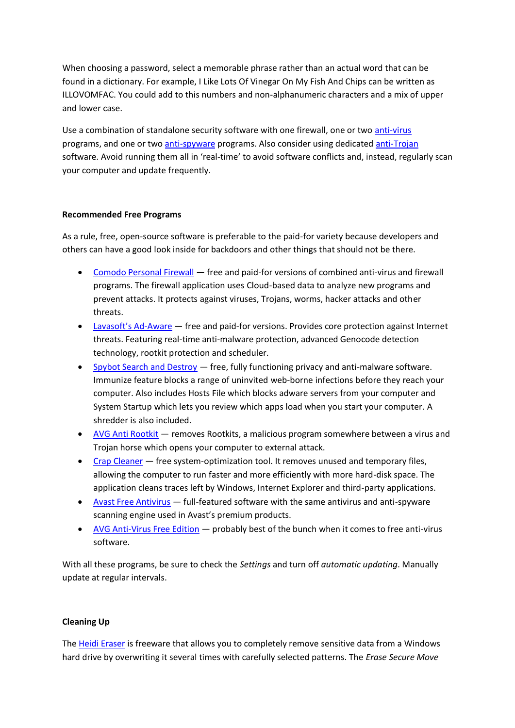When choosing a password, select a memorable phrase rather than an actual word that can be found in a dictionary. For example, I Like Lots Of Vinegar On My Fish And Chips can be written as ILLOVOMFAC. You could add to this numbers and non-alphanumeric characters and a mix of upper and lower case.

Use a combination of standalone security software with one firewall, one or two anti-virus programs, and one or two anti-spyware programs. Also consider using dedicated anti-Trojan software. Avoid running them all in 'real-time' to avoid software conflicts and, instead, regularly scan your computer and update frequently.

**Recommended Free Programs**

As a rule, free, open-source software is preferable to the paid-for variety because developers and others can have a good look inside for backdoors and other things that should not be there.

- Comodo Personal Firewall — free and paid-for versions of combined anti-virus and firewall programs. The firewall application uses Cloud-based data to analyze new programs and prevent attacks. It protects against viruses, Trojans, worms, hacker attacks and other threats.
- Lavasoft's Ad-Aware — free and paid-for versions. Provides core protection against Internet threats. Featuring real-time anti-malware protection, advanced Genocode detection technology, rootkit protection and scheduler.
- Spybot Search and Destroy — free, fully functioning privacy and anti-malware software. Immunize feature blocks a range of uninvited web-borne infections before they reach your computer. Also includes Hosts File which blocks adware servers from your computer and System Startup which lets you review which apps load when you start your computer. A shredder is also included.
- AVG Anti Rootkit — removes Rootkits, a malicious program somewhere between a virus and Trojan horse which opens your computer to external attack.
- Crap Cleaner — free system-optimization tool. It removes unused and temporary files, allowing the computer to run faster and more efficiently with more hard-disk space. The application cleans traces left by Windows, Internet Explorer and third-party applications.
- Avast Free Antivirus — full-featured software with the same antivirus and anti-spyware scanning engine used in Avast's premium products.
- AVG Anti-Virus Free Edition — probably best of the bunch when it comes to free anti-virus software.

With all these programs, be sure to check the *Settings* and turn off *automatic updating*. Manually update at regular intervals.

**Cleaning Up**

The Heidi Eraser is freeware that allows you to completely remove sensitive data from a Windows hard drive by overwriting it several times with carefully selected patterns. The *Erase Secure Move*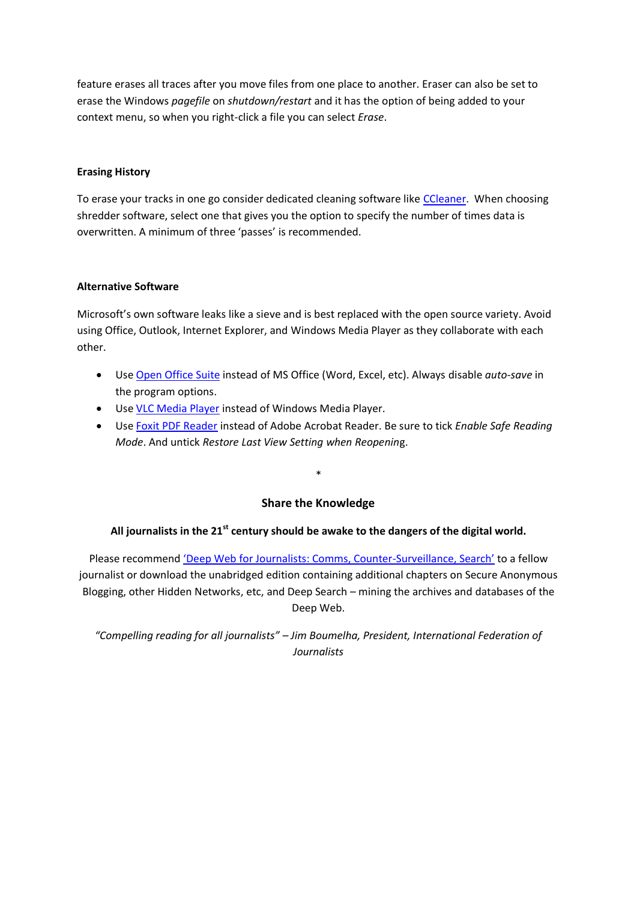feature erases all traces after you move files from one place to another. Eraser can also be set to erase the Windows *pagefile* on *shutdown/restart* and it has the option of being added to your context menu, so when you right-click a file you can select *Erase*.

**Erasing History**

To erase your tracks in one go consider dedicated cleaning software like CCleaner. When choosing shredder software, select one that gives you the option to specify the number of times data is overwritten. A minimum of three 'passes' is recommended.

**Alternative Software**

Microsoft's own software leaks like a sieve and is best replaced with the open source variety. Avoid using Office, Outlook, Internet Explorer, and Windows Media Player as they collaborate with each other.

- Use Open Office Suite instead of MS Office (Word, Excel, etc). Always disable *auto-save* in the program options.
- Use VLC Media Player instead of Windows Media Player.
- Use Foxit PDF Reader instead of Adobe Acrobat Reader. Be sure to tick *Enable Safe Reading Mode*. And untick *Restore Last View Setting when Reopening*.

*

## Share the Knowledge

**All journalists in the 21st century should be awake to the dangers of the digital world.**

Please recommend 'Deep Web for Journalists: Comms, Counter-Surveillance, Search' to a fellow journalist or download the unabridged edition containing additional chapters on Secure Anonymous Blogging, other Hidden Networks, etc, and Deep Search – mining the archives and databases of the Deep Web.

*"Compelling reading for all journalists" – Jim Boumelha, President, International Federation of Journalists*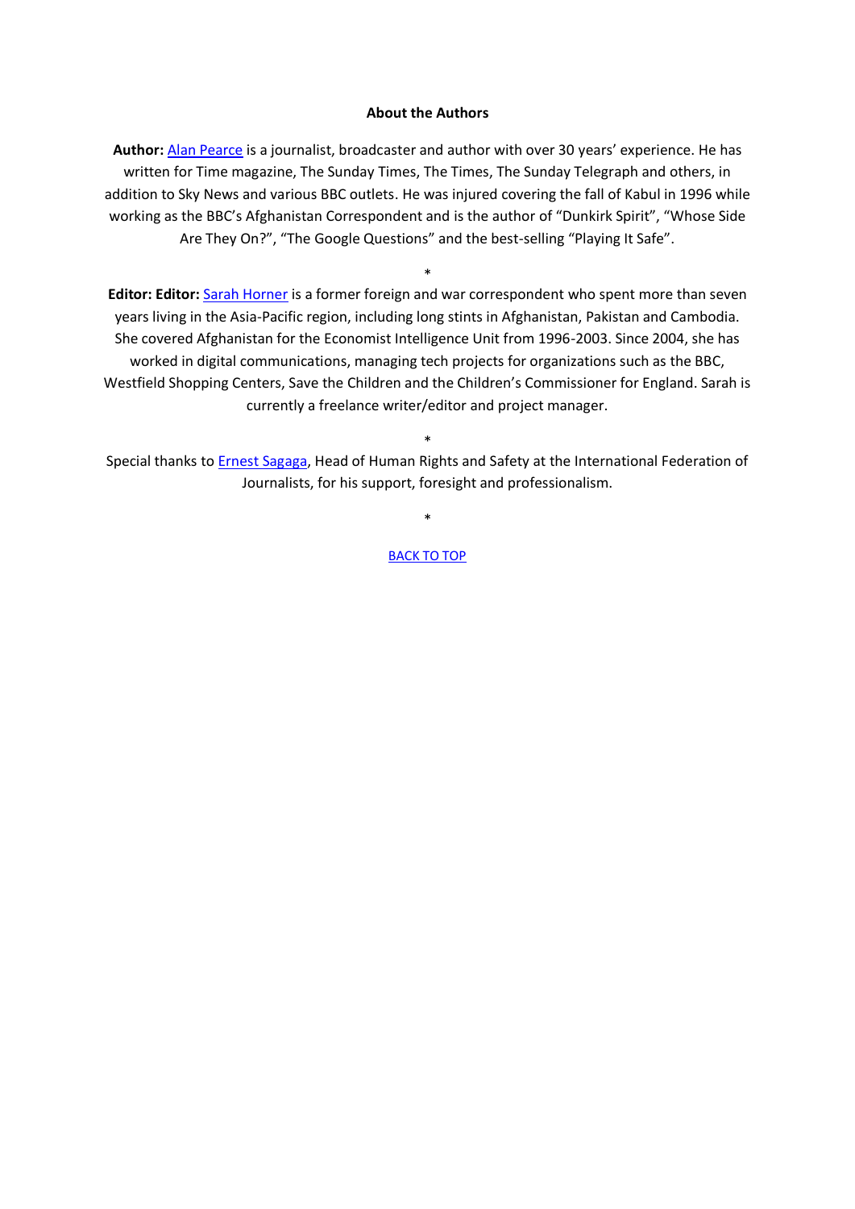**About the Authors**

**Author:** Alan Pearce is a journalist, broadcaster and author with over 30 years' experience. He has written for Time magazine, The Sunday Times, The Times, The Sunday Telegraph and others, in addition to Sky News and various BBC outlets. He was injured covering the fall of Kabul in 1996 while working as the BBC's Afghanistan Correspondent and is the author of "Dunkirk Spirit", "Whose Side Are They On?", "The Google Questions" and the best-selling "Playing It Safe".

*

**Editor: Editor:** Sarah Horner is a former foreign and war correspondent who spent more than seven years living in the Asia-Pacific region, including long stints in Afghanistan, Pakistan and Cambodia. She covered Afghanistan for the Economist Intelligence Unit from 1996-2003. Since 2004, she has worked in digital communications, managing tech projects for organizations such as the BBC, Westfield Shopping Centers, Save the Children and the Children's Commissioner for England. Sarah is currently a freelance writer/editor and project manager.

*

Special thanks to Ernest Sagaga, Head of Human Rights and Safety at the International Federation of Journalists, for his support, foresight and professionalism.

*

BACK TO TOP